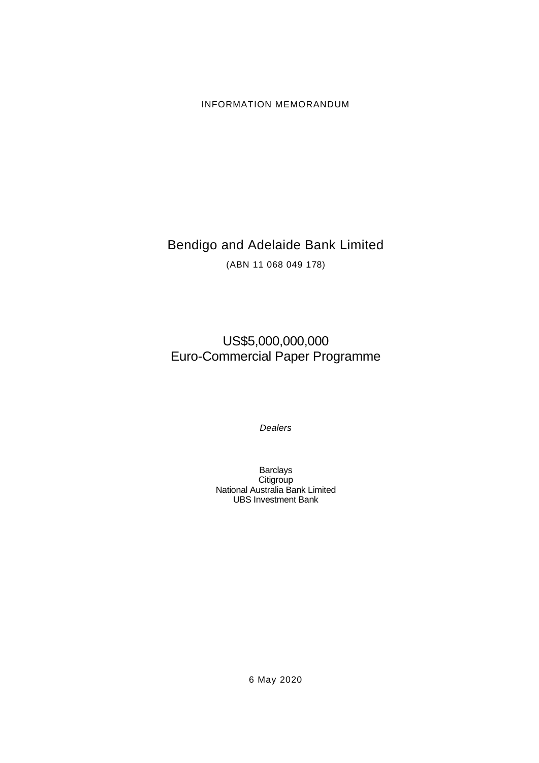INFORMATION MEMORANDUM

# Bendigo and Adelaide Bank Limited

(ABN 11 068 049 178)

## US$5,000,000,000
## Euro-Commercial Paper Programme

*Dealers*

Barclays
Citigroup
National Australia Bank Limited
UBS Investment Bank

6 May 2020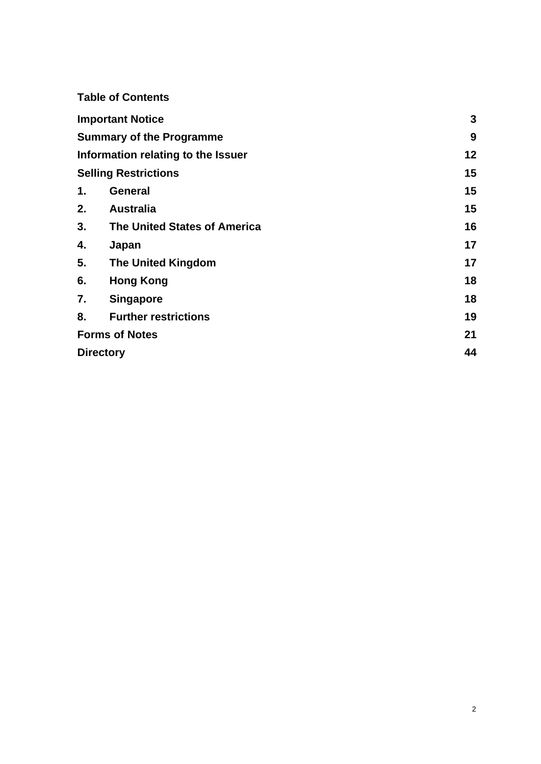**Table of Contents**

| | |
|---|---|
| **Important Notice** | **3** |
| **Summary of the Programme** | **9** |
| **Information relating to the Issuer** | **12** |
| **Selling Restrictions** | **15** |
| **1. General** | **15** |
| **2. Australia** | **15** |
| **3. The United States of America** | **16** |
| **4. Japan** | **17** |
| **5. The United Kingdom** | **17** |
| **6. Hong Kong** | **18** |
| **7. Singapore** | **18** |
| **8. Further restrictions** | **19** |
| **Forms of Notes** | **21** |
| **Directory** | **44** |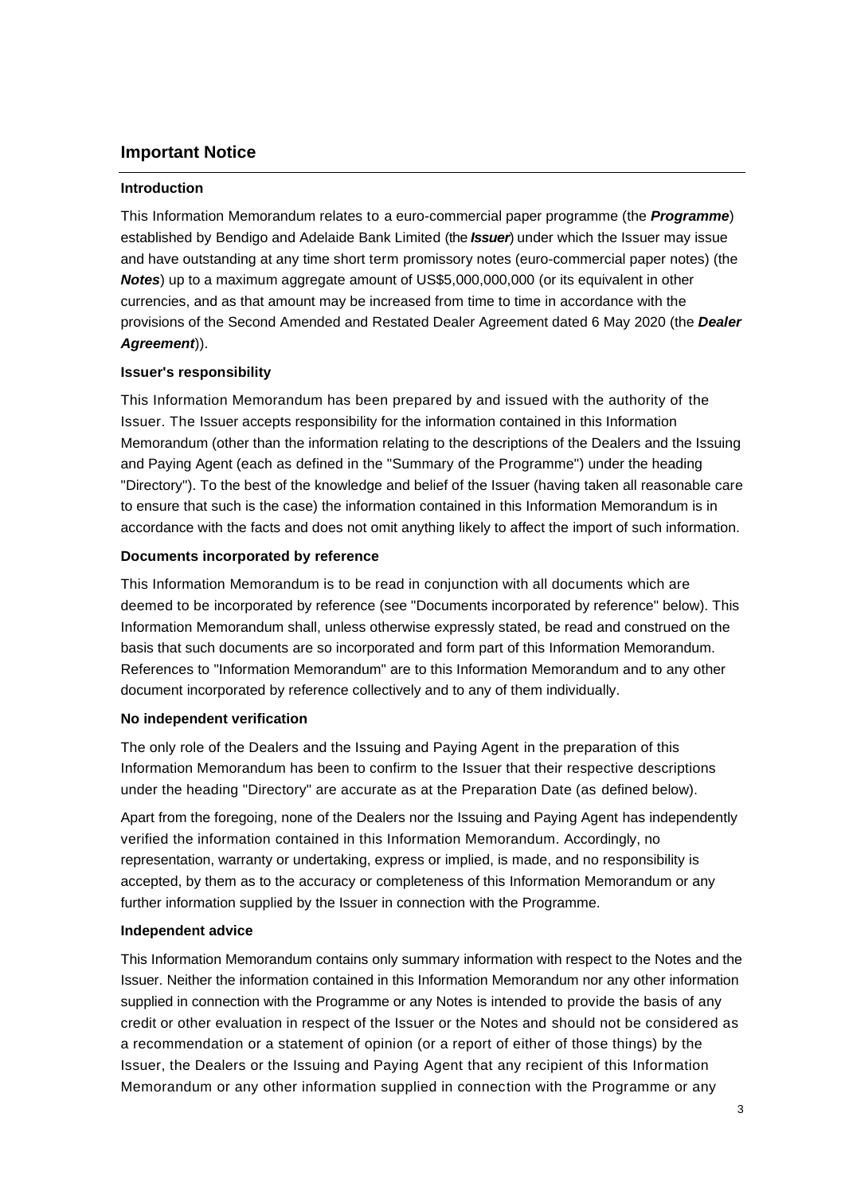## Important Notice

### Introduction

This Information Memorandum relates to a euro-commercial paper programme (the ***Programme***) established by Bendigo and Adelaide Bank Limited (the ***Issuer***) under which the Issuer may issue and have outstanding at any time short term promissory notes (euro-commercial paper notes) (the ***Notes***) up to a maximum aggregate amount of US$5,000,000,000 (or its equivalent in other currencies, and as that amount may be increased from time to time in accordance with the provisions of the Second Amended and Restated Dealer Agreement dated 6 May 2020 (the ***Dealer Agreement***)).

### Issuer's responsibility

This Information Memorandum has been prepared by and issued with the authority of the Issuer. The Issuer accepts responsibility for the information contained in this Information Memorandum (other than the information relating to the descriptions of the Dealers and the Issuing and Paying Agent (each as defined in the "Summary of the Programme") under the heading "Directory"). To the best of the knowledge and belief of the Issuer (having taken all reasonable care to ensure that such is the case) the information contained in this Information Memorandum is in accordance with the facts and does not omit anything likely to affect the import of such information.

### Documents incorporated by reference

This Information Memorandum is to be read in conjunction with all documents which are deemed to be incorporated by reference (see "Documents incorporated by reference" below). This Information Memorandum shall, unless otherwise expressly stated, be read and construed on the basis that such documents are so incorporated and form part of this Information Memorandum. References to "Information Memorandum" are to this Information Memorandum and to any other document incorporated by reference collectively and to any of them individually.

### No independent verification

The only role of the Dealers and the Issuing and Paying Agent in the preparation of this Information Memorandum has been to confirm to the Issuer that their respective descriptions under the heading "Directory" are accurate as at the Preparation Date (as defined below).

Apart from the foregoing, none of the Dealers nor the Issuing and Paying Agent has independently verified the information contained in this Information Memorandum. Accordingly, no representation, warranty or undertaking, express or implied, is made, and no responsibility is accepted, by them as to the accuracy or completeness of this Information Memorandum or any further information supplied by the Issuer in connection with the Programme.

### Independent advice

This Information Memorandum contains only summary information with respect to the Notes and the Issuer. Neither the information contained in this Information Memorandum nor any other information supplied in connection with the Programme or any Notes is intended to provide the basis of any credit or other evaluation in respect of the Issuer or the Notes and should not be considered as a recommendation or a statement of opinion (or a report of either of those things) by the Issuer, the Dealers or the Issuing and Paying Agent that any recipient of this Information Memorandum or any other information supplied in connection with the Programme or any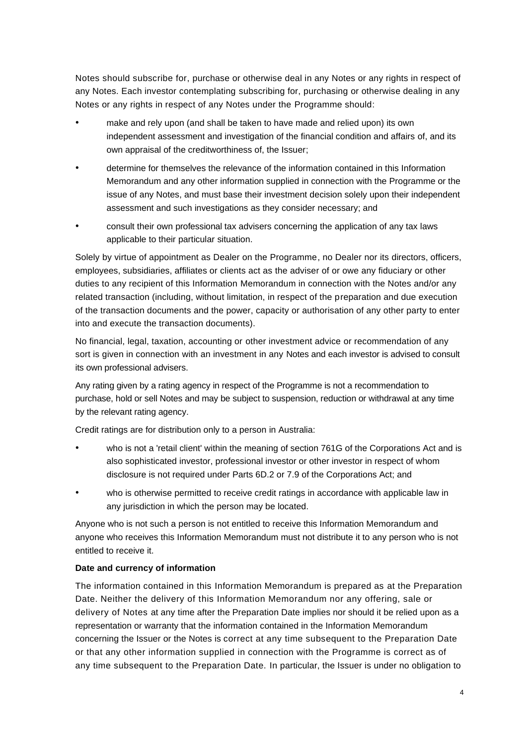Notes should subscribe for, purchase or otherwise deal in any Notes or any rights in respect of any Notes. Each investor contemplating subscribing for, purchasing or otherwise dealing in any Notes or any rights in respect of any Notes under the Programme should:

- make and rely upon (and shall be taken to have made and relied upon) its own independent assessment and investigation of the financial condition and affairs of, and its own appraisal of the creditworthiness of, the Issuer;
- determine for themselves the relevance of the information contained in this Information Memorandum and any other information supplied in connection with the Programme or the issue of any Notes, and must base their investment decision solely upon their independent assessment and such investigations as they consider necessary; and
- consult their own professional tax advisers concerning the application of any tax laws applicable to their particular situation.

Solely by virtue of appointment as Dealer on the Programme, no Dealer nor its directors, officers, employees, subsidiaries, affiliates or clients act as the adviser of or owe any fiduciary or other duties to any recipient of this Information Memorandum in connection with the Notes and/or any related transaction (including, without limitation, in respect of the preparation and due execution of the transaction documents and the power, capacity or authorisation of any other party to enter into and execute the transaction documents).

No financial, legal, taxation, accounting or other investment advice or recommendation of any sort is given in connection with an investment in any Notes and each investor is advised to consult its own professional advisers.

Any rating given by a rating agency in respect of the Programme is not a recommendation to purchase, hold or sell Notes and may be subject to suspension, reduction or withdrawal at any time by the relevant rating agency.

Credit ratings are for distribution only to a person in Australia:

- who is not a 'retail client' within the meaning of section 761G of the Corporations Act and is also sophisticated investor, professional investor or other investor in respect of whom disclosure is not required under Parts 6D.2 or 7.9 of the Corporations Act; and
- who is otherwise permitted to receive credit ratings in accordance with applicable law in any jurisdiction in which the person may be located.

Anyone who is not such a person is not entitled to receive this Information Memorandum and anyone who receives this Information Memorandum must not distribute it to any person who is not entitled to receive it.

**Date and currency of information**

The information contained in this Information Memorandum is prepared as at the Preparation Date. Neither the delivery of this Information Memorandum nor any offering, sale or delivery of Notes at any time after the Preparation Date implies nor should it be relied upon as a representation or warranty that the information contained in the Information Memorandum concerning the Issuer or the Notes is correct at any time subsequent to the Preparation Date or that any other information supplied in connection with the Programme is correct as of any time subsequent to the Preparation Date. In particular, the Issuer is under no obligation to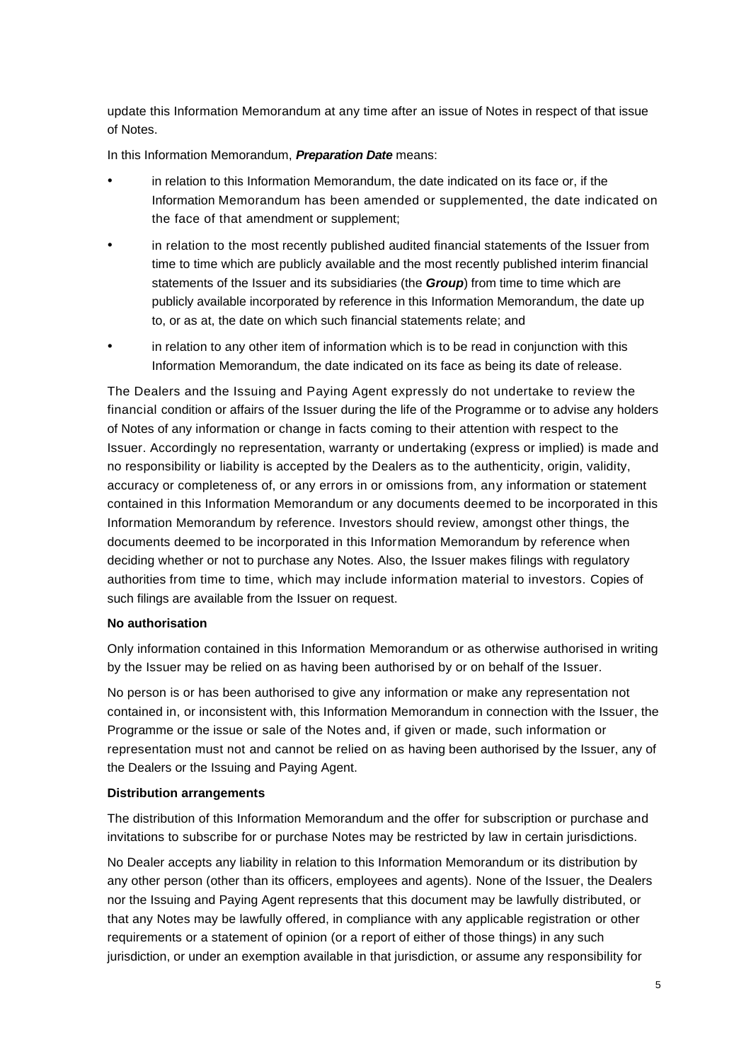update this Information Memorandum at any time after an issue of Notes in respect of that issue of Notes.

In this Information Memorandum, ***Preparation Date*** means:

- in relation to this Information Memorandum, the date indicated on its face or, if the Information Memorandum has been amended or supplemented, the date indicated on the face of that amendment or supplement;
- in relation to the most recently published audited financial statements of the Issuer from time to time which are publicly available and the most recently published interim financial statements of the Issuer and its subsidiaries (the ***Group***) from time to time which are publicly available incorporated by reference in this Information Memorandum, the date up to, or as at, the date on which such financial statements relate; and
- in relation to any other item of information which is to be read in conjunction with this Information Memorandum, the date indicated on its face as being its date of release.

The Dealers and the Issuing and Paying Agent expressly do not undertake to review the financial condition or affairs of the Issuer during the life of the Programme or to advise any holders of Notes of any information or change in facts coming to their attention with respect to the Issuer. Accordingly no representation, warranty or undertaking (express or implied) is made and no responsibility or liability is accepted by the Dealers as to the authenticity, origin, validity, accuracy or completeness of, or any errors in or omissions from, any information or statement contained in this Information Memorandum or any documents deemed to be incorporated in this Information Memorandum by reference. Investors should review, amongst other things, the documents deemed to be incorporated in this Information Memorandum by reference when deciding whether or not to purchase any Notes. Also, the Issuer makes filings with regulatory authorities from time to time, which may include information material to investors. Copies of such filings are available from the Issuer on request.

**No authorisation**

Only information contained in this Information Memorandum or as otherwise authorised in writing by the Issuer may be relied on as having been authorised by or on behalf of the Issuer.

No person is or has been authorised to give any information or make any representation not contained in, or inconsistent with, this Information Memorandum in connection with the Issuer, the Programme or the issue or sale of the Notes and, if given or made, such information or representation must not and cannot be relied on as having been authorised by the Issuer, any of the Dealers or the Issuing and Paying Agent.

**Distribution arrangements**

The distribution of this Information Memorandum and the offer for subscription or purchase and invitations to subscribe for or purchase Notes may be restricted by law in certain jurisdictions.

No Dealer accepts any liability in relation to this Information Memorandum or its distribution by any other person (other than its officers, employees and agents). None of the Issuer, the Dealers nor the Issuing and Paying Agent represents that this document may be lawfully distributed, or that any Notes may be lawfully offered, in compliance with any applicable registration or other requirements or a statement of opinion (or a report of either of those things) in any such jurisdiction, or under an exemption available in that jurisdiction, or assume any responsibility for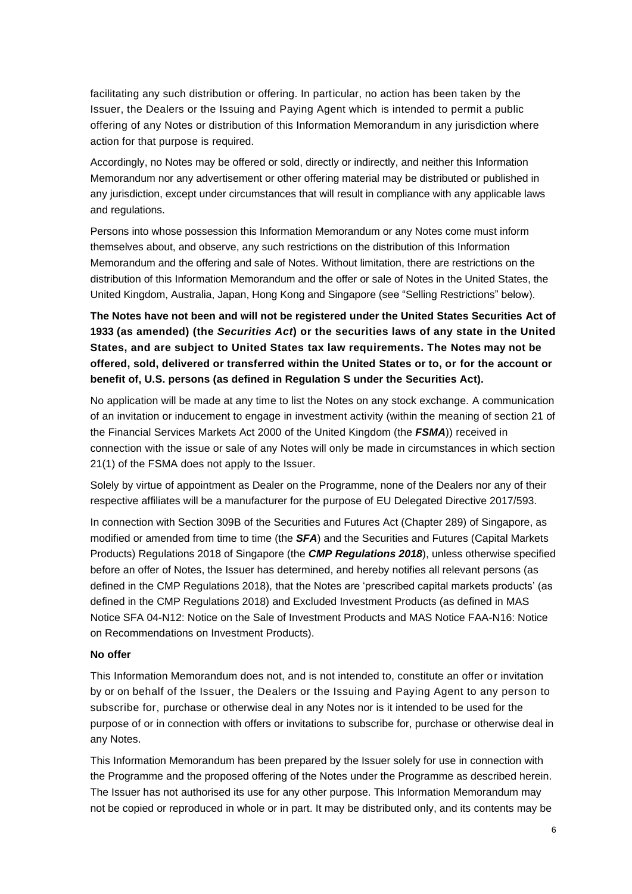facilitating any such distribution or offering. In particular, no action has been taken by the Issuer, the Dealers or the Issuing and Paying Agent which is intended to permit a public offering of any Notes or distribution of this Information Memorandum in any jurisdiction where action for that purpose is required.

Accordingly, no Notes may be offered or sold, directly or indirectly, and neither this Information Memorandum nor any advertisement or other offering material may be distributed or published in any jurisdiction, except under circumstances that will result in compliance with any applicable laws and regulations.

Persons into whose possession this Information Memorandum or any Notes come must inform themselves about, and observe, any such restrictions on the distribution of this Information Memorandum and the offering and sale of Notes. Without limitation, there are restrictions on the distribution of this Information Memorandum and the offer or sale of Notes in the United States, the United Kingdom, Australia, Japan, Hong Kong and Singapore (see "Selling Restrictions" below).

**The Notes have not been and will not be registered under the United States Securities Act of 1933 (as amended) (the *Securities Act*) or the securities laws of any state in the United States, and are subject to United States tax law requirements. The Notes may not be offered, sold, delivered or transferred within the United States or to, or for the account or benefit of, U.S. persons (as defined in Regulation S under the Securities Act).**

No application will be made at any time to list the Notes on any stock exchange. A communication of an invitation or inducement to engage in investment activity (within the meaning of section 21 of the Financial Services Markets Act 2000 of the United Kingdom (the ***FSMA***)) received in connection with the issue or sale of any Notes will only be made in circumstances in which section 21(1) of the FSMA does not apply to the Issuer.

Solely by virtue of appointment as Dealer on the Programme, none of the Dealers nor any of their respective affiliates will be a manufacturer for the purpose of EU Delegated Directive 2017/593.

In connection with Section 309B of the Securities and Futures Act (Chapter 289) of Singapore, as modified or amended from time to time (the ***SFA***) and the Securities and Futures (Capital Markets Products) Regulations 2018 of Singapore (the ***CMP Regulations 2018***), unless otherwise specified before an offer of Notes, the Issuer has determined, and hereby notifies all relevant persons (as defined in the CMP Regulations 2018), that the Notes are 'prescribed capital markets products' (as defined in the CMP Regulations 2018) and Excluded Investment Products (as defined in MAS Notice SFA 04-N12: Notice on the Sale of Investment Products and MAS Notice FAA-N16: Notice on Recommendations on Investment Products).

**No offer**

This Information Memorandum does not, and is not intended to, constitute an offer or invitation by or on behalf of the Issuer, the Dealers or the Issuing and Paying Agent to any person to subscribe for, purchase or otherwise deal in any Notes nor is it intended to be used for the purpose of or in connection with offers or invitations to subscribe for, purchase or otherwise deal in any Notes.

This Information Memorandum has been prepared by the Issuer solely for use in connection with the Programme and the proposed offering of the Notes under the Programme as described herein. The Issuer has not authorised its use for any other purpose. This Information Memorandum may not be copied or reproduced in whole or in part. It may be distributed only, and its contents may be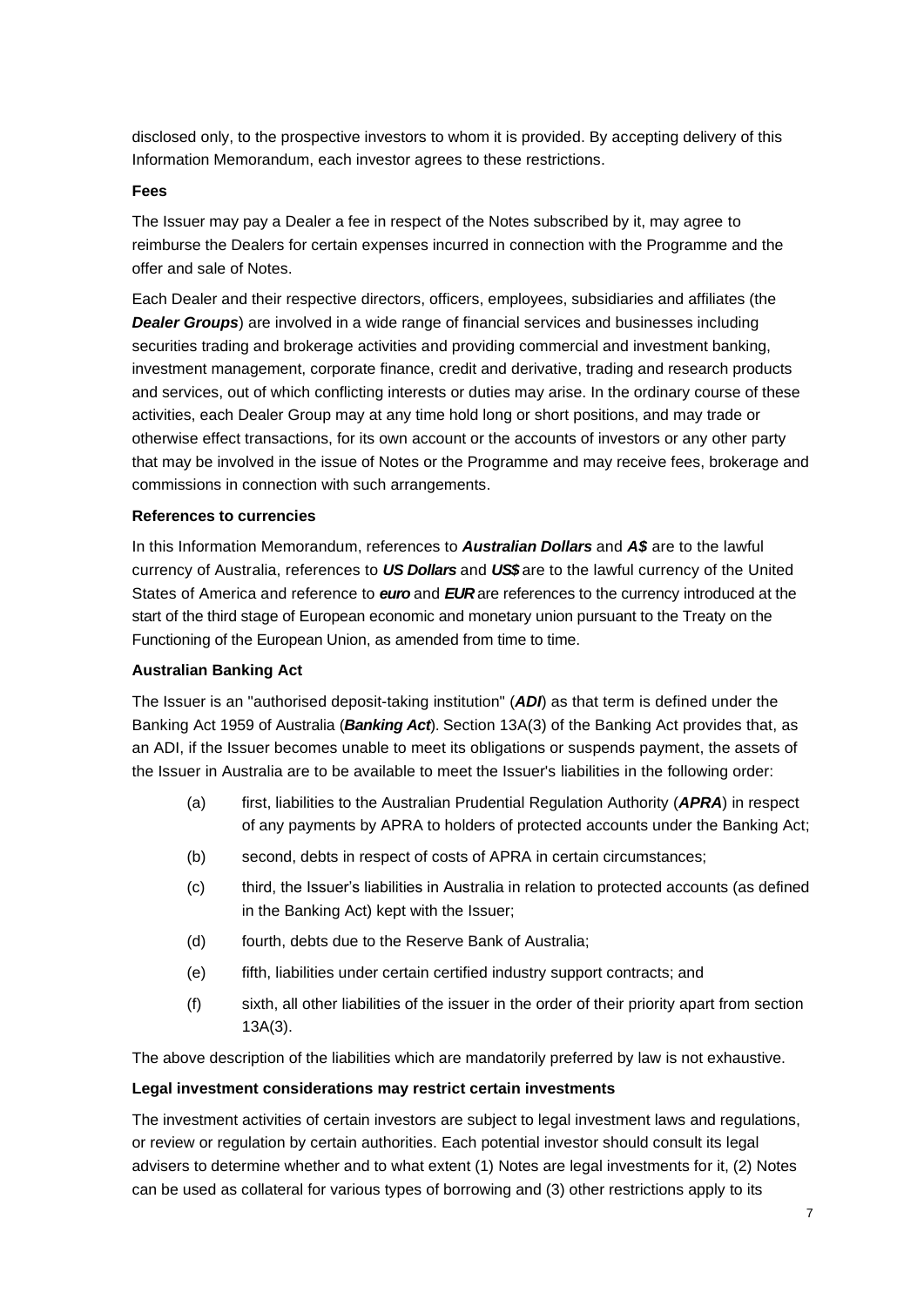disclosed only, to the prospective investors to whom it is provided. By accepting delivery of this Information Memorandum, each investor agrees to these restrictions.

**Fees**

The Issuer may pay a Dealer a fee in respect of the Notes subscribed by it, may agree to reimburse the Dealers for certain expenses incurred in connection with the Programme and the offer and sale of Notes.

Each Dealer and their respective directors, officers, employees, subsidiaries and affiliates (the ***Dealer Groups***) are involved in a wide range of financial services and businesses including securities trading and brokerage activities and providing commercial and investment banking, investment management, corporate finance, credit and derivative, trading and research products and services, out of which conflicting interests or duties may arise. In the ordinary course of these activities, each Dealer Group may at any time hold long or short positions, and may trade or otherwise effect transactions, for its own account or the accounts of investors or any other party that may be involved in the issue of Notes or the Programme and may receive fees, brokerage and commissions in connection with such arrangements.

**References to currencies**

In this Information Memorandum, references to ***Australian Dollars*** and ***A$*** are to the lawful currency of Australia, references to ***US Dollars*** and ***US$*** are to the lawful currency of the United States of America and reference to ***euro*** and ***EUR*** are references to the currency introduced at the start of the third stage of European economic and monetary union pursuant to the Treaty on the Functioning of the European Union, as amended from time to time.

**Australian Banking Act**

The Issuer is an "authorised deposit-taking institution" (***ADI***) as that term is defined under the Banking Act 1959 of Australia (***Banking Act***). Section 13A(3) of the Banking Act provides that, as an ADI, if the Issuer becomes unable to meet its obligations or suspends payment, the assets of the Issuer in Australia are to be available to meet the Issuer's liabilities in the following order:

(a) first, liabilities to the Australian Prudential Regulation Authority (***APRA***) in respect of any payments by APRA to holders of protected accounts under the Banking Act;

(b) second, debts in respect of costs of APRA in certain circumstances;

(c) third, the Issuer's liabilities in Australia in relation to protected accounts (as defined in the Banking Act) kept with the Issuer;

(d) fourth, debts due to the Reserve Bank of Australia;

(e) fifth, liabilities under certain certified industry support contracts; and

(f) sixth, all other liabilities of the issuer in the order of their priority apart from section 13A(3).

The above description of the liabilities which are mandatorily preferred by law is not exhaustive.

**Legal investment considerations may restrict certain investments**

The investment activities of certain investors are subject to legal investment laws and regulations, or review or regulation by certain authorities. Each potential investor should consult its legal advisers to determine whether and to what extent (1) Notes are legal investments for it, (2) Notes can be used as collateral for various types of borrowing and (3) other restrictions apply to its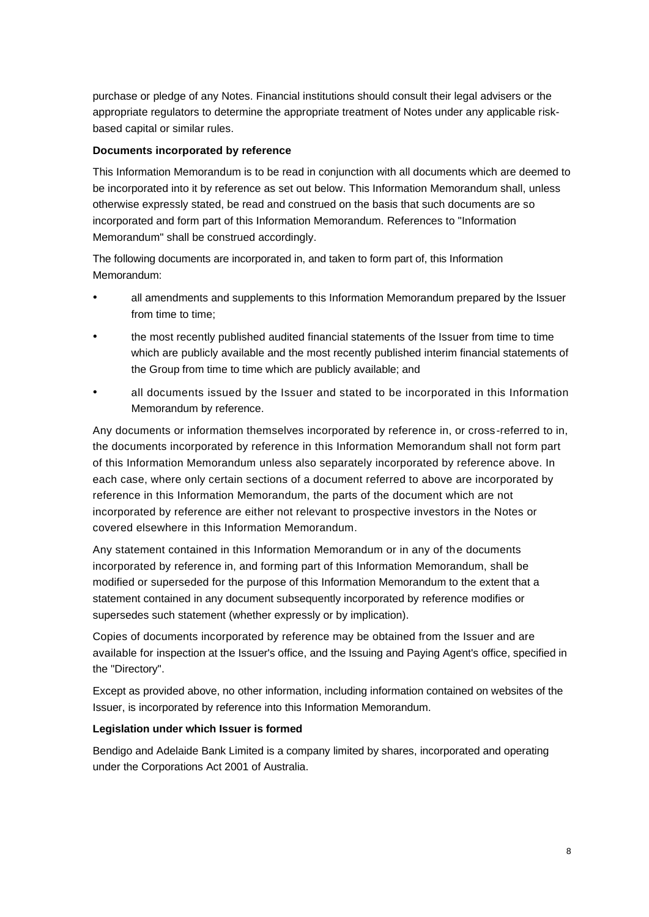purchase or pledge of any Notes. Financial institutions should consult their legal advisers or the appropriate regulators to determine the appropriate treatment of Notes under any applicable risk-based capital or similar rules.

**Documents incorporated by reference**

This Information Memorandum is to be read in conjunction with all documents which are deemed to be incorporated into it by reference as set out below. This Information Memorandum shall, unless otherwise expressly stated, be read and construed on the basis that such documents are so incorporated and form part of this Information Memorandum. References to "Information Memorandum" shall be construed accordingly.

The following documents are incorporated in, and taken to form part of, this Information Memorandum:

- all amendments and supplements to this Information Memorandum prepared by the Issuer from time to time;
- the most recently published audited financial statements of the Issuer from time to time which are publicly available and the most recently published interim financial statements of the Group from time to time which are publicly available; and
- all documents issued by the Issuer and stated to be incorporated in this Information Memorandum by reference.

Any documents or information themselves incorporated by reference in, or cross-referred to in, the documents incorporated by reference in this Information Memorandum shall not form part of this Information Memorandum unless also separately incorporated by reference above. In each case, where only certain sections of a document referred to above are incorporated by reference in this Information Memorandum, the parts of the document which are not incorporated by reference are either not relevant to prospective investors in the Notes or covered elsewhere in this Information Memorandum.

Any statement contained in this Information Memorandum or in any of the documents incorporated by reference in, and forming part of this Information Memorandum, shall be modified or superseded for the purpose of this Information Memorandum to the extent that a statement contained in any document subsequently incorporated by reference modifies or supersedes such statement (whether expressly or by implication).

Copies of documents incorporated by reference may be obtained from the Issuer and are available for inspection at the Issuer's office, and the Issuing and Paying Agent's office, specified in the "Directory".

Except as provided above, no other information, including information contained on websites of the Issuer, is incorporated by reference into this Information Memorandum.

**Legislation under which Issuer is formed**

Bendigo and Adelaide Bank Limited is a company limited by shares, incorporated and operating under the Corporations Act 2001 of Australia.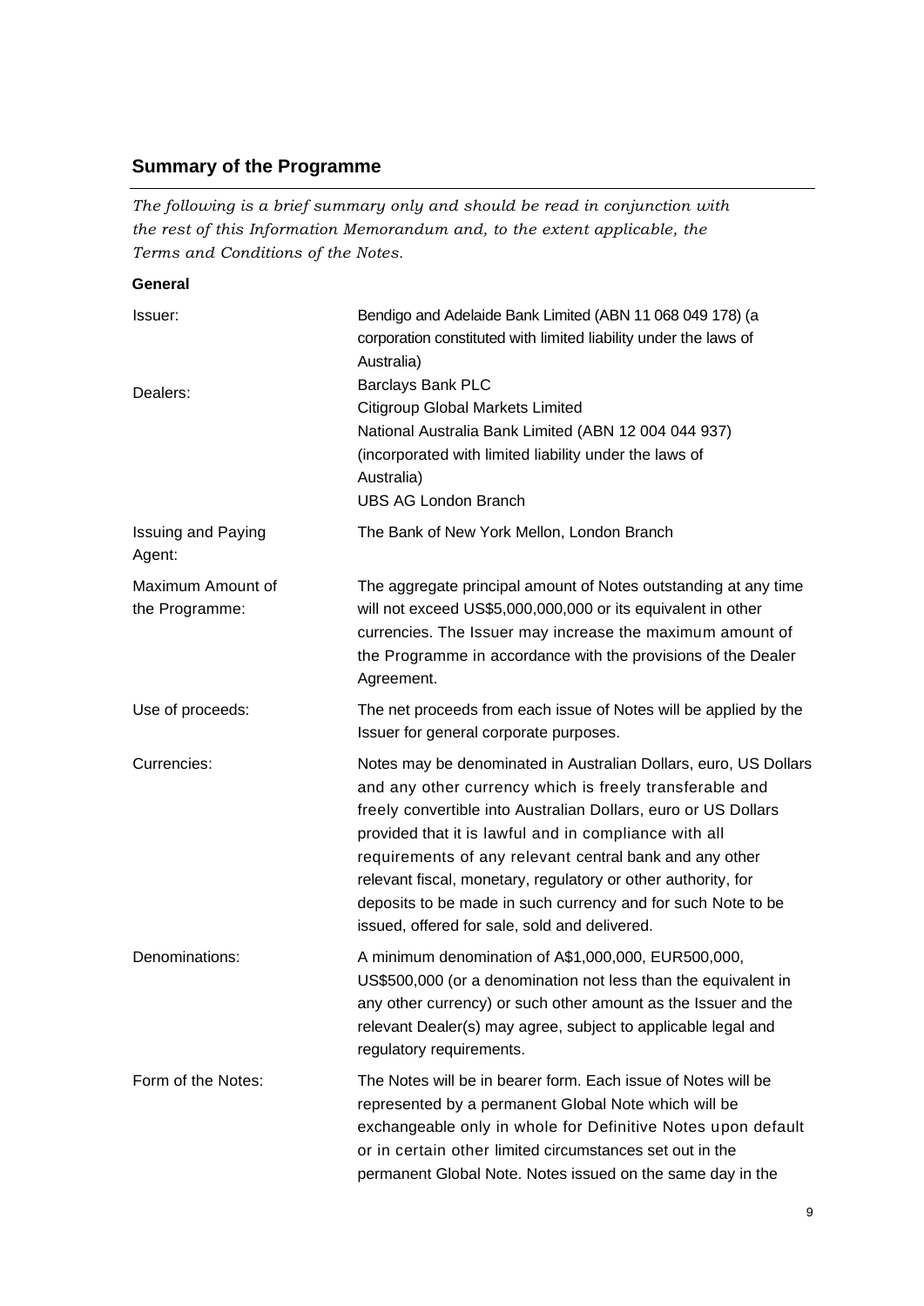## Summary of the Programme

*The following is a brief summary only and should be read in conjunction with the rest of this Information Memorandum and, to the extent applicable, the Terms and Conditions of the Notes.*

**General**

| | |
|---|---|
| Issuer: | Bendigo and Adelaide Bank Limited (ABN 11 068 049 178) (a corporation constituted with limited liability under the laws of Australia) |
| Dealers: | Barclays Bank PLC<br>Citigroup Global Markets Limited<br>National Australia Bank Limited (ABN 12 004 044 937) (incorporated with limited liability under the laws of Australia)<br>UBS AG London Branch |
| Issuing and Paying Agent: | The Bank of New York Mellon, London Branch |
| Maximum Amount of the Programme: | The aggregate principal amount of Notes outstanding at any time will not exceed US$5,000,000,000 or its equivalent in other currencies. The Issuer may increase the maximum amount of the Programme in accordance with the provisions of the Dealer Agreement. |
| Use of proceeds: | The net proceeds from each issue of Notes will be applied by the Issuer for general corporate purposes. |
| Currencies: | Notes may be denominated in Australian Dollars, euro, US Dollars and any other currency which is freely transferable and freely convertible into Australian Dollars, euro or US Dollars provided that it is lawful and in compliance with all requirements of any relevant central bank and any other relevant fiscal, monetary, regulatory or other authority, for deposits to be made in such currency and for such Note to be issued, offered for sale, sold and delivered. |
| Denominations: | A minimum denomination of A$1,000,000, EUR500,000, US$500,000 (or a denomination not less than the equivalent in any other currency) or such other amount as the Issuer and the relevant Dealer(s) may agree, subject to applicable legal and regulatory requirements. |
| Form of the Notes: | The Notes will be in bearer form. Each issue of Notes will be represented by a permanent Global Note which will be exchangeable only in whole for Definitive Notes upon default or in certain other limited circumstances set out in the permanent Global Note. Notes issued on the same day in the |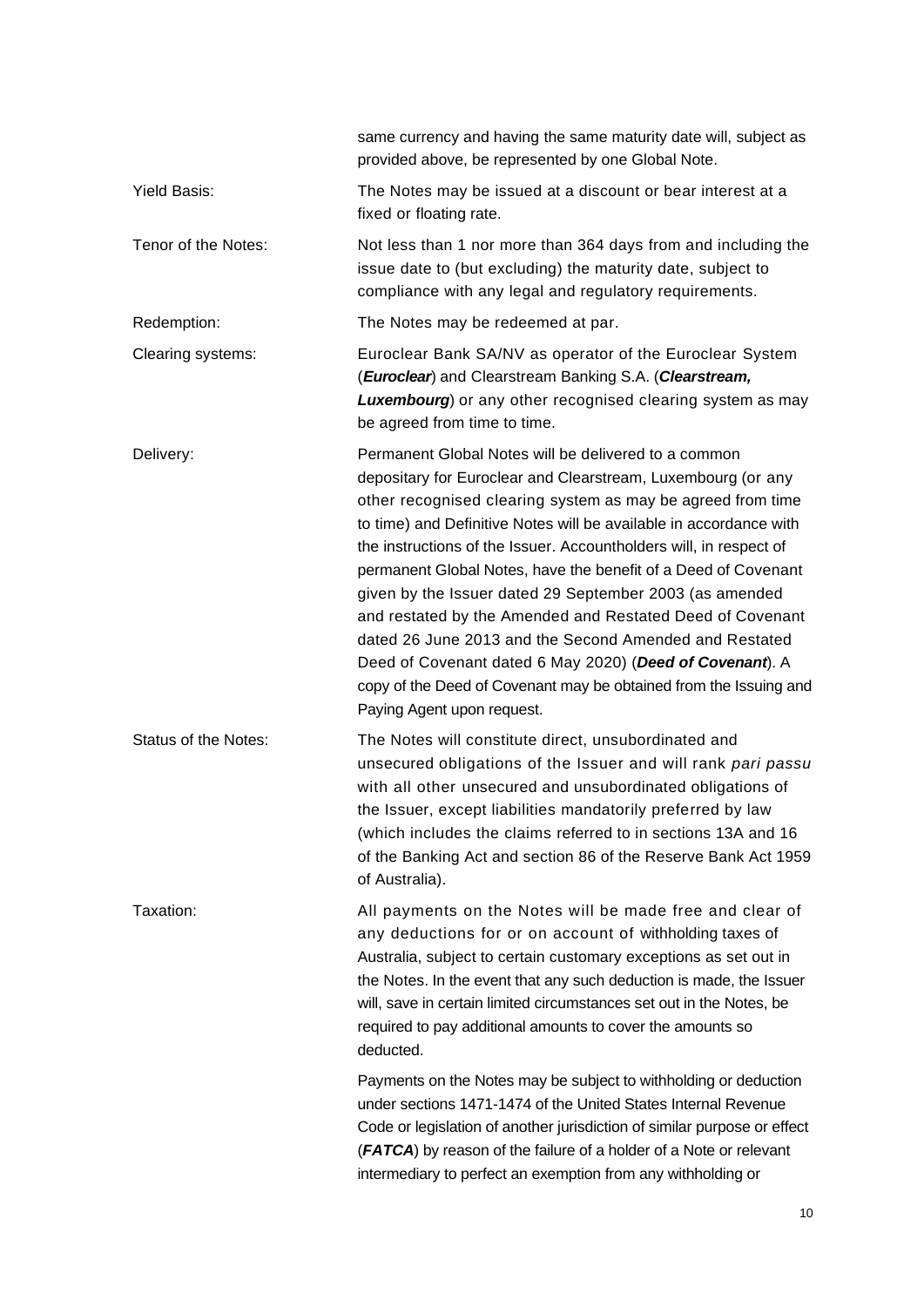| | |
|---|---|
| | same currency and having the same maturity date will, subject as provided above, be represented by one Global Note. |
| Yield Basis: | The Notes may be issued at a discount or bear interest at a fixed or floating rate. |
| Tenor of the Notes: | Not less than 1 nor more than 364 days from and including the issue date to (but excluding) the maturity date, subject to compliance with any legal and regulatory requirements. |
| Redemption: | The Notes may be redeemed at par. |
| Clearing systems: | Euroclear Bank SA/NV as operator of the Euroclear System (***Euroclear***) and Clearstream Banking S.A. (***Clearstream, Luxembourg***) or any other recognised clearing system as may be agreed from time to time. |
| Delivery: | Permanent Global Notes will be delivered to a common depositary for Euroclear and Clearstream, Luxembourg (or any other recognised clearing system as may be agreed from time to time) and Definitive Notes will be available in accordance with the instructions of the Issuer. Accountholders will, in respect of permanent Global Notes, have the benefit of a Deed of Covenant given by the Issuer dated 29 September 2003 (as amended and restated by the Amended and Restated Deed of Covenant dated 26 June 2013 and the Second Amended and Restated Deed of Covenant dated 6 May 2020) (***Deed of Covenant***). A copy of the Deed of Covenant may be obtained from the Issuing and Paying Agent upon request. |
| Status of the Notes: | The Notes will constitute direct, unsubordinated and unsecured obligations of the Issuer and will rank *pari passu* with all other unsecured and unsubordinated obligations of the Issuer, except liabilities mandatorily preferred by law (which includes the claims referred to in sections 13A and 16 of the Banking Act and section 86 of the Reserve Bank Act 1959 of Australia). |
| Taxation: | All payments on the Notes will be made free and clear of any deductions for or on account of withholding taxes of Australia, subject to certain customary exceptions as set out in the Notes. In the event that any such deduction is made, the Issuer will, save in certain limited circumstances set out in the Notes, be required to pay additional amounts to cover the amounts so deducted.<br><br>Payments on the Notes may be subject to withholding or deduction under sections 1471-1474 of the United States Internal Revenue Code or legislation of another jurisdiction of similar purpose or effect (***FATCA***) by reason of the failure of a holder of a Note or relevant intermediary to perfect an exemption from any withholding or |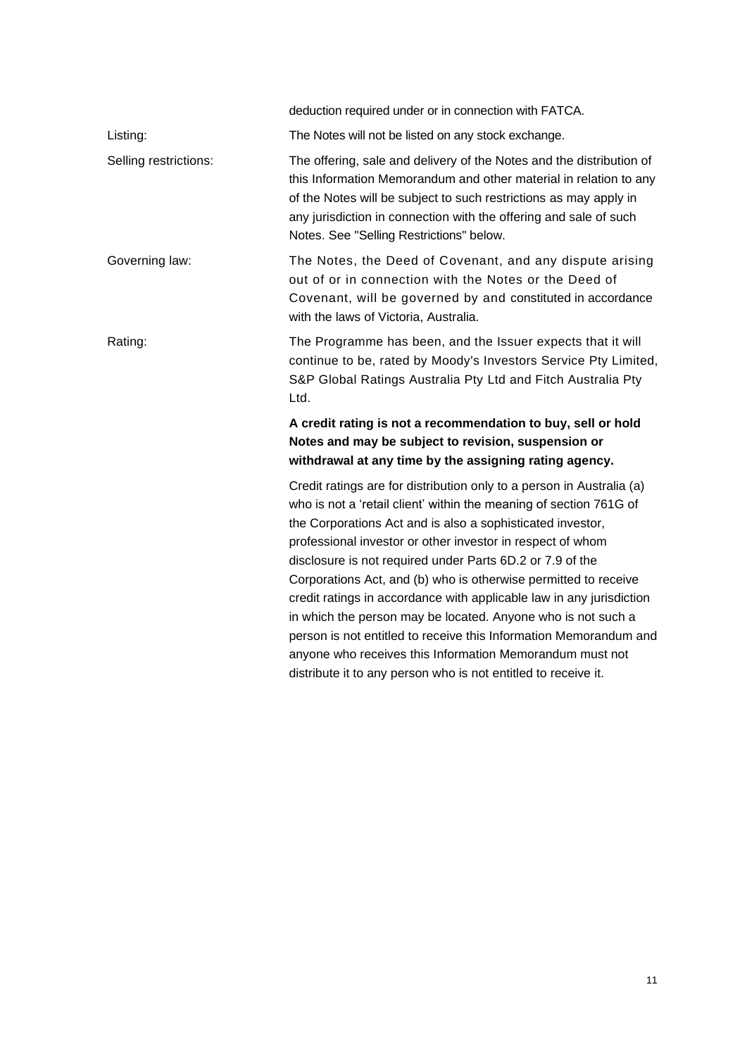|  |  |
| --- | --- |
|  | deduction required under or in connection with FATCA. |
| Listing: | The Notes will not be listed on any stock exchange. |
| Selling restrictions: | The offering, sale and delivery of the Notes and the distribution of this Information Memorandum and other material in relation to any of the Notes will be subject to such restrictions as may apply in any jurisdiction in connection with the offering and sale of such Notes. See "Selling Restrictions" below. |
| Governing law: | The Notes, the Deed of Covenant, and any dispute arising out of or in connection with the Notes or the Deed of Covenant, will be governed by and constituted in accordance with the laws of Victoria, Australia. |
| Rating: | The Programme has been, and the Issuer expects that it will continue to be, rated by Moody's Investors Service Pty Limited, S&P Global Ratings Australia Pty Ltd and Fitch Australia Pty Ltd.<br><br>**A credit rating is not a recommendation to buy, sell or hold Notes and may be subject to revision, suspension or withdrawal at any time by the assigning rating agency.**<br><br>Credit ratings are for distribution only to a person in Australia (a) who is not a 'retail client' within the meaning of section 761G of the Corporations Act and is also a sophisticated investor, professional investor or other investor in respect of whom disclosure is not required under Parts 6D.2 or 7.9 of the Corporations Act, and (b) who is otherwise permitted to receive credit ratings in accordance with applicable law in any jurisdiction in which the person may be located. Anyone who is not such a person is not entitled to receive this Information Memorandum and anyone who receives this Information Memorandum must not distribute it to any person who is not entitled to receive it. |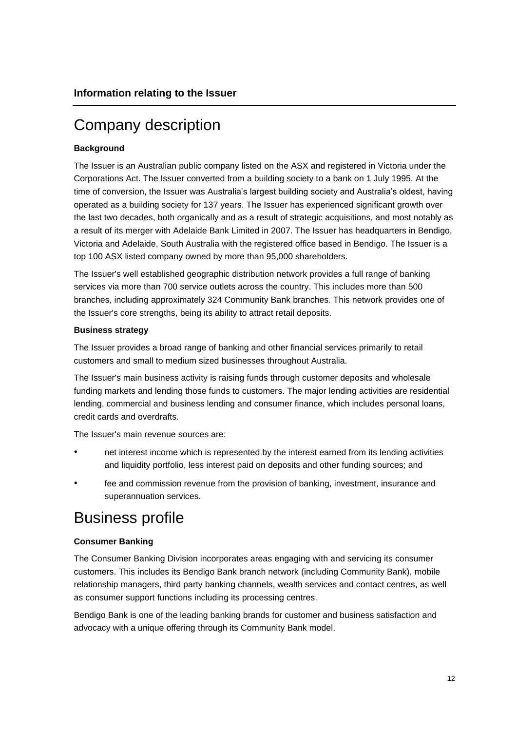**Information relating to the Issuer**

# Company description

**Background**

The Issuer is an Australian public company listed on the ASX and registered in Victoria under the Corporations Act. The Issuer converted from a building society to a bank on 1 July 1995. At the time of conversion, the Issuer was Australia's largest building society and Australia's oldest, having operated as a building society for 137 years. The Issuer has experienced significant growth over the last two decades, both organically and as a result of strategic acquisitions, and most notably as a result of its merger with Adelaide Bank Limited in 2007. The Issuer has headquarters in Bendigo, Victoria and Adelaide, South Australia with the registered office based in Bendigo. The Issuer is a top 100 ASX listed company owned by more than 95,000 shareholders.

The Issuer's well established geographic distribution network provides a full range of banking services via more than 700 service outlets across the country. This includes more than 500 branches, including approximately 324 Community Bank branches. This network provides one of the Issuer's core strengths, being its ability to attract retail deposits.

**Business strategy**

The Issuer provides a broad range of banking and other financial services primarily to retail customers and small to medium sized businesses throughout Australia.

The Issuer's main business activity is raising funds through customer deposits and wholesale funding markets and lending those funds to customers. The major lending activities are residential lending, commercial and business lending and consumer finance, which includes personal loans, credit cards and overdrafts.

The Issuer's main revenue sources are:

- net interest income which is represented by the interest earned from its lending activities and liquidity portfolio, less interest paid on deposits and other funding sources; and
- fee and commission revenue from the provision of banking, investment, insurance and superannuation services.

# Business profile

**Consumer Banking**

The Consumer Banking Division incorporates areas engaging with and servicing its consumer customers. This includes its Bendigo Bank branch network (including Community Bank), mobile relationship managers, third party banking channels, wealth services and contact centres, as well as consumer support functions including its processing centres.

Bendigo Bank is one of the leading banking brands for customer and business satisfaction and advocacy with a unique offering through its Community Bank model.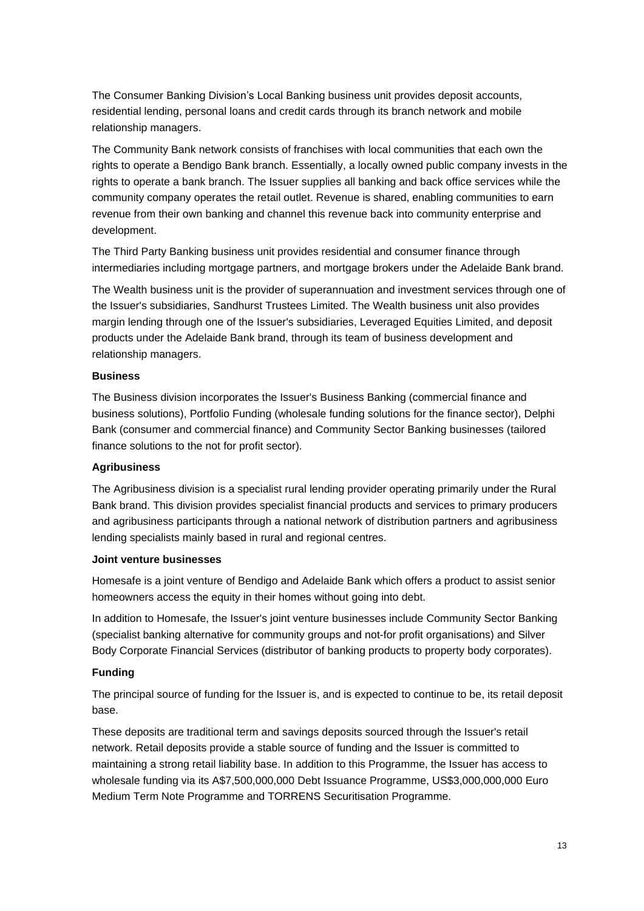The Consumer Banking Division's Local Banking business unit provides deposit accounts, residential lending, personal loans and credit cards through its branch network and mobile relationship managers.

The Community Bank network consists of franchises with local communities that each own the rights to operate a Bendigo Bank branch. Essentially, a locally owned public company invests in the rights to operate a bank branch. The Issuer supplies all banking and back office services while the community company operates the retail outlet. Revenue is shared, enabling communities to earn revenue from their own banking and channel this revenue back into community enterprise and development.

The Third Party Banking business unit provides residential and consumer finance through intermediaries including mortgage partners, and mortgage brokers under the Adelaide Bank brand.

The Wealth business unit is the provider of superannuation and investment services through one of the Issuer's subsidiaries, Sandhurst Trustees Limited. The Wealth business unit also provides margin lending through one of the Issuer's subsidiaries, Leveraged Equities Limited, and deposit products under the Adelaide Bank brand, through its team of business development and relationship managers.

**Business**

The Business division incorporates the Issuer's Business Banking (commercial finance and business solutions), Portfolio Funding (wholesale funding solutions for the finance sector), Delphi Bank (consumer and commercial finance) and Community Sector Banking businesses (tailored finance solutions to the not for profit sector).

**Agribusiness**

The Agribusiness division is a specialist rural lending provider operating primarily under the Rural Bank brand. This division provides specialist financial products and services to primary producers and agribusiness participants through a national network of distribution partners and agribusiness lending specialists mainly based in rural and regional centres.

**Joint venture businesses**

Homesafe is a joint venture of Bendigo and Adelaide Bank which offers a product to assist senior homeowners access the equity in their homes without going into debt.

In addition to Homesafe, the Issuer's joint venture businesses include Community Sector Banking (specialist banking alternative for community groups and not-for profit organisations) and Silver Body Corporate Financial Services (distributor of banking products to property body corporates).

**Funding**

The principal source of funding for the Issuer is, and is expected to continue to be, its retail deposit base.

These deposits are traditional term and savings deposits sourced through the Issuer's retail network. Retail deposits provide a stable source of funding and the Issuer is committed to maintaining a strong retail liability base. In addition to this Programme, the Issuer has access to wholesale funding via its A$7,500,000,000 Debt Issuance Programme, US$3,000,000,000 Euro Medium Term Note Programme and TORRENS Securitisation Programme.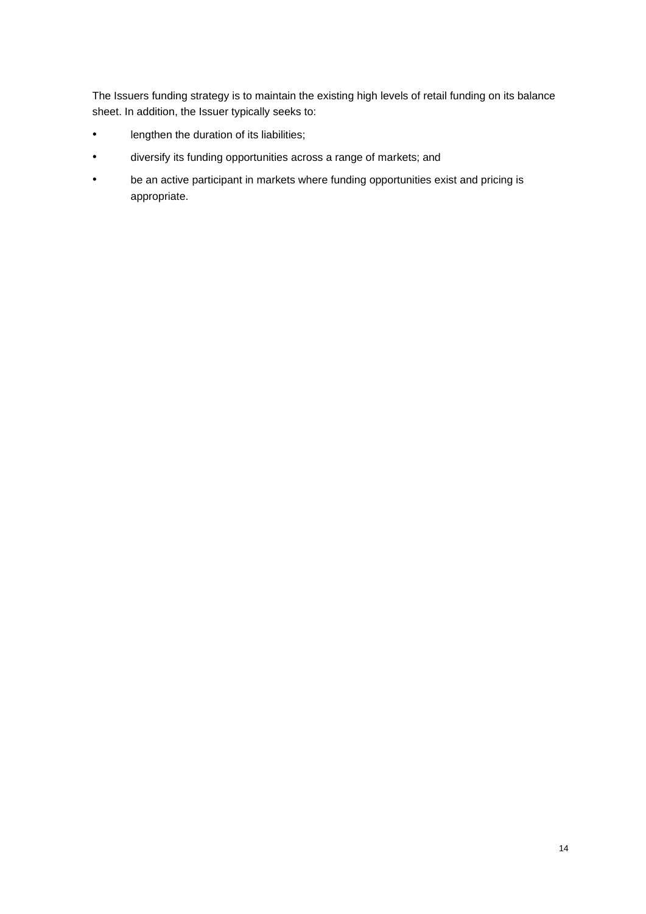The Issuers funding strategy is to maintain the existing high levels of retail funding on its balance sheet. In addition, the Issuer typically seeks to:

- lengthen the duration of its liabilities;
- diversify its funding opportunities across a range of markets; and
- be an active participant in markets where funding opportunities exist and pricing is appropriate.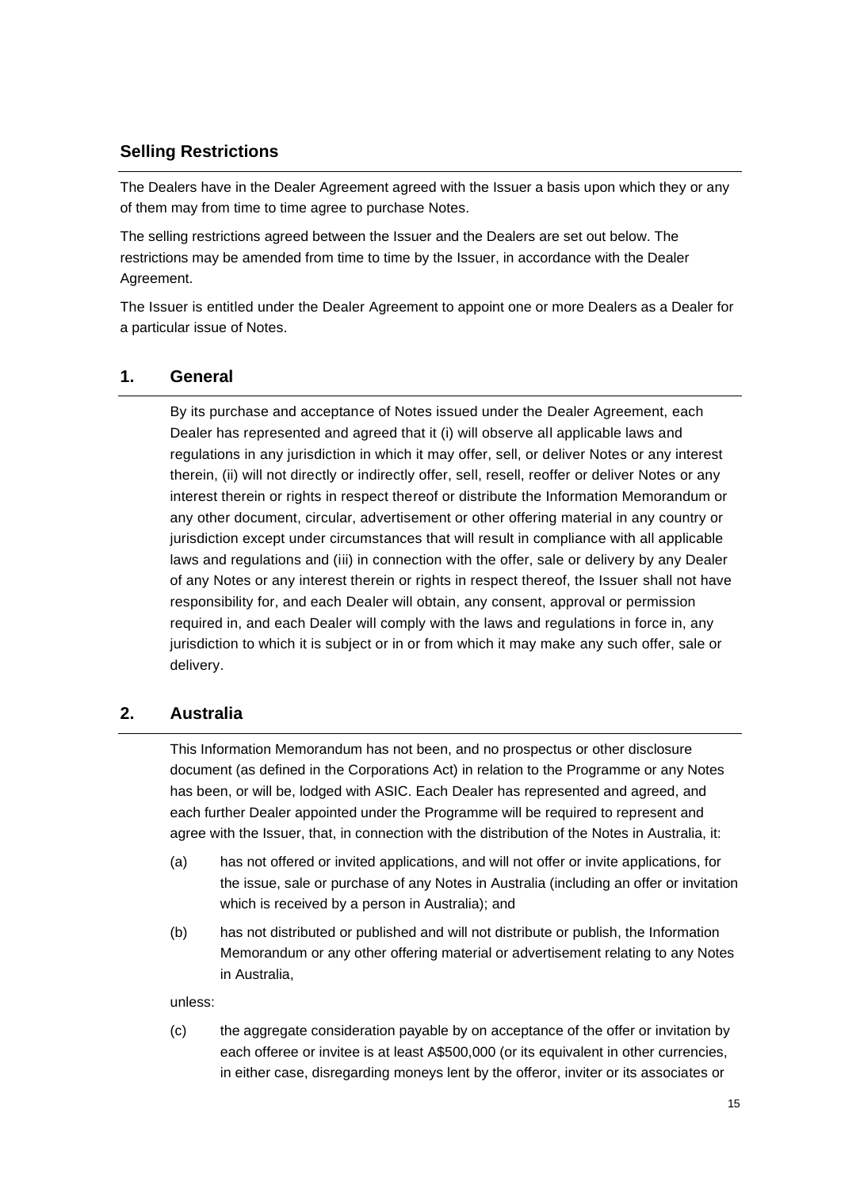## Selling Restrictions

The Dealers have in the Dealer Agreement agreed with the Issuer a basis upon which they or any of them may from time to time agree to purchase Notes.

The selling restrictions agreed between the Issuer and the Dealers are set out below. The restrictions may be amended from time to time by the Issuer, in accordance with the Dealer Agreement.

The Issuer is entitled under the Dealer Agreement to appoint one or more Dealers as a Dealer for a particular issue of Notes.

### 1. General

By its purchase and acceptance of Notes issued under the Dealer Agreement, each Dealer has represented and agreed that it (i) will observe all applicable laws and regulations in any jurisdiction in which it may offer, sell, or deliver Notes or any interest therein, (ii) will not directly or indirectly offer, sell, resell, reoffer or deliver Notes or any interest therein or rights in respect thereof or distribute the Information Memorandum or any other document, circular, advertisement or other offering material in any country or jurisdiction except under circumstances that will result in compliance with all applicable laws and regulations and (iii) in connection with the offer, sale or delivery by any Dealer of any Notes or any interest therein or rights in respect thereof, the Issuer shall not have responsibility for, and each Dealer will obtain, any consent, approval or permission required in, and each Dealer will comply with the laws and regulations in force in, any jurisdiction to which it is subject or in or from which it may make any such offer, sale or delivery.

### 2. Australia

This Information Memorandum has not been, and no prospectus or other disclosure document (as defined in the Corporations Act) in relation to the Programme or any Notes has been, or will be, lodged with ASIC. Each Dealer has represented and agreed, and each further Dealer appointed under the Programme will be required to represent and agree with the Issuer, that, in connection with the distribution of the Notes in Australia, it:

(a) has not offered or invited applications, and will not offer or invite applications, for the issue, sale or purchase of any Notes in Australia (including an offer or invitation which is received by a person in Australia); and

(b) has not distributed or published and will not distribute or publish, the Information Memorandum or any other offering material or advertisement relating to any Notes in Australia,

unless:

(c) the aggregate consideration payable by on acceptance of the offer or invitation by each offeree or invitee is at least A$500,000 (or its equivalent in other currencies, in either case, disregarding moneys lent by the offeror, inviter or its associates or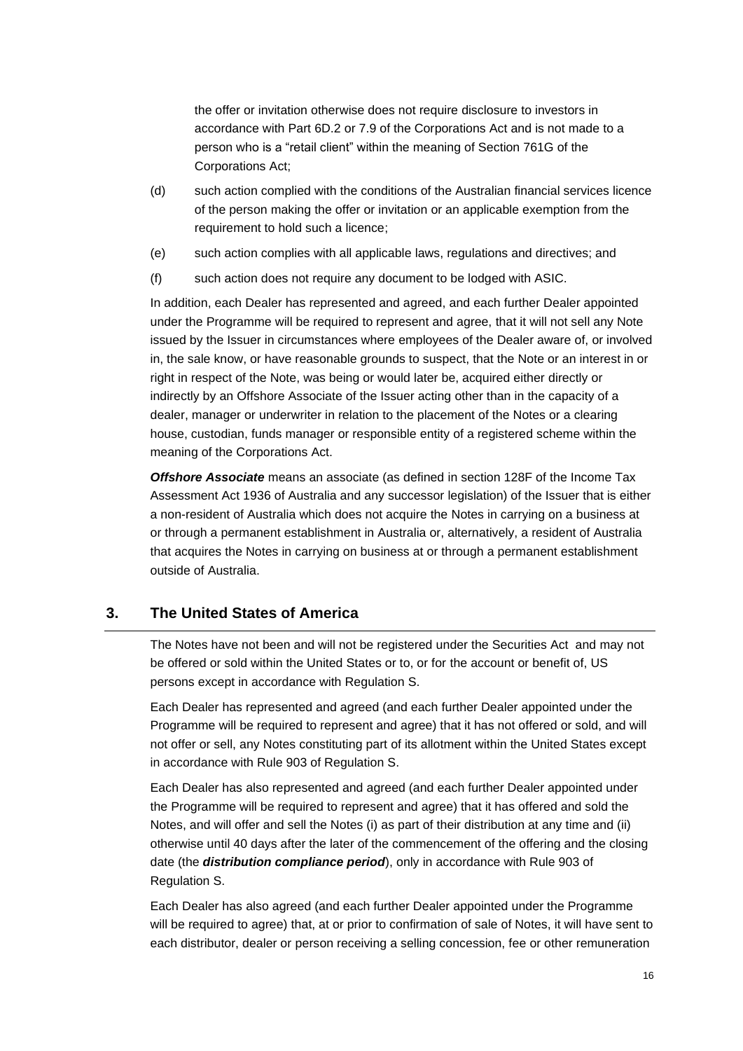the offer or invitation otherwise does not require disclosure to investors in accordance with Part 6D.2 or 7.9 of the Corporations Act and is not made to a person who is a "retail client" within the meaning of Section 761G of the Corporations Act;

(d) such action complied with the conditions of the Australian financial services licence of the person making the offer or invitation or an applicable exemption from the requirement to hold such a licence;

(e) such action complies with all applicable laws, regulations and directives; and

(f) such action does not require any document to be lodged with ASIC.

In addition, each Dealer has represented and agreed, and each further Dealer appointed under the Programme will be required to represent and agree, that it will not sell any Note issued by the Issuer in circumstances where employees of the Dealer aware of, or involved in, the sale know, or have reasonable grounds to suspect, that the Note or an interest in or right in respect of the Note, was being or would later be, acquired either directly or indirectly by an Offshore Associate of the Issuer acting other than in the capacity of a dealer, manager or underwriter in relation to the placement of the Notes or a clearing house, custodian, funds manager or responsible entity of a registered scheme within the meaning of the Corporations Act.

***Offshore Associate*** means an associate (as defined in section 128F of the Income Tax Assessment Act 1936 of Australia and any successor legislation) of the Issuer that is either a non-resident of Australia which does not acquire the Notes in carrying on a business at or through a permanent establishment in Australia or, alternatively, a resident of Australia that acquires the Notes in carrying on business at or through a permanent establishment outside of Australia.

## 3. The United States of America

The Notes have not been and will not be registered under the Securities Act and may not be offered or sold within the United States or to, or for the account or benefit of, US persons except in accordance with Regulation S.

Each Dealer has represented and agreed (and each further Dealer appointed under the Programme will be required to represent and agree) that it has not offered or sold, and will not offer or sell, any Notes constituting part of its allotment within the United States except in accordance with Rule 903 of Regulation S.

Each Dealer has also represented and agreed (and each further Dealer appointed under the Programme will be required to represent and agree) that it has offered and sold the Notes, and will offer and sell the Notes (i) as part of their distribution at any time and (ii) otherwise until 40 days after the later of the commencement of the offering and the closing date (the ***distribution compliance period***), only in accordance with Rule 903 of Regulation S.

Each Dealer has also agreed (and each further Dealer appointed under the Programme will be required to agree) that, at or prior to confirmation of sale of Notes, it will have sent to each distributor, dealer or person receiving a selling concession, fee or other remuneration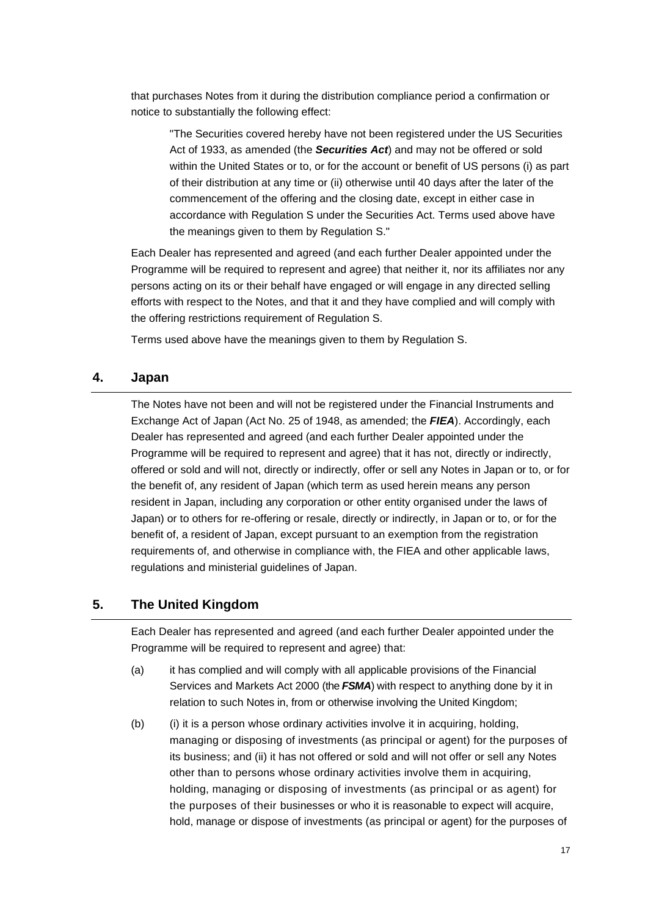that purchases Notes from it during the distribution compliance period a confirmation or notice to substantially the following effect:

> "The Securities covered hereby have not been registered under the US Securities Act of 1933, as amended (the ***Securities Act***) and may not be offered or sold within the United States or to, or for the account or benefit of US persons (i) as part of their distribution at any time or (ii) otherwise until 40 days after the later of the commencement of the offering and the closing date, except in either case in accordance with Regulation S under the Securities Act. Terms used above have the meanings given to them by Regulation S."

Each Dealer has represented and agreed (and each further Dealer appointed under the Programme will be required to represent and agree) that neither it, nor its affiliates nor any persons acting on its or their behalf have engaged or will engage in any directed selling efforts with respect to the Notes, and that it and they have complied and will comply with the offering restrictions requirement of Regulation S.

Terms used above have the meanings given to them by Regulation S.

## 4. Japan

The Notes have not been and will not be registered under the Financial Instruments and Exchange Act of Japan (Act No. 25 of 1948, as amended; the ***FIEA***). Accordingly, each Dealer has represented and agreed (and each further Dealer appointed under the Programme will be required to represent and agree) that it has not, directly or indirectly, offered or sold and will not, directly or indirectly, offer or sell any Notes in Japan or to, or for the benefit of, any resident of Japan (which term as used herein means any person resident in Japan, including any corporation or other entity organised under the laws of Japan) or to others for re-offering or resale, directly or indirectly, in Japan or to, or for the benefit of, a resident of Japan, except pursuant to an exemption from the registration requirements of, and otherwise in compliance with, the FIEA and other applicable laws, regulations and ministerial guidelines of Japan.

## 5. The United Kingdom

Each Dealer has represented and agreed (and each further Dealer appointed under the Programme will be required to represent and agree) that:

(a) it has complied and will comply with all applicable provisions of the Financial Services and Markets Act 2000 (the ***FSMA***) with respect to anything done by it in relation to such Notes in, from or otherwise involving the United Kingdom;

(b) (i) it is a person whose ordinary activities involve it in acquiring, holding, managing or disposing of investments (as principal or agent) for the purposes of its business; and (ii) it has not offered or sold and will not offer or sell any Notes other than to persons whose ordinary activities involve them in acquiring, holding, managing or disposing of investments (as principal or as agent) for the purposes of their businesses or who it is reasonable to expect will acquire, hold, manage or dispose of investments (as principal or agent) for the purposes of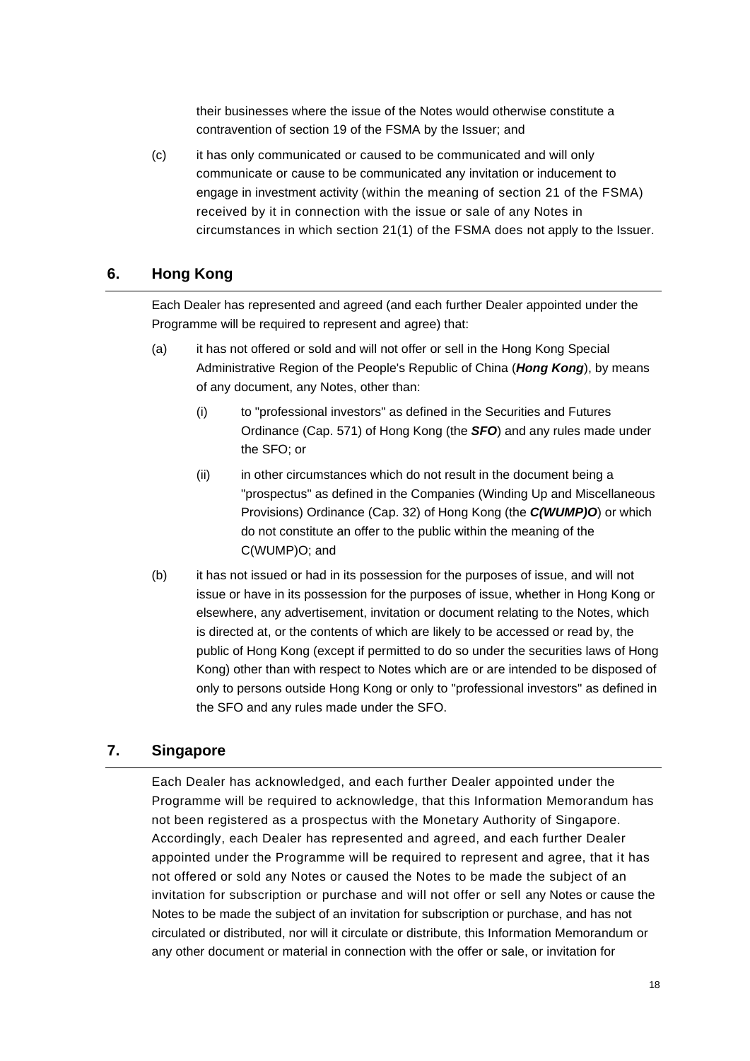their businesses where the issue of the Notes would otherwise constitute a contravention of section 19 of the FSMA by the Issuer; and

(c) it has only communicated or caused to be communicated and will only communicate or cause to be communicated any invitation or inducement to engage in investment activity (within the meaning of section 21 of the FSMA) received by it in connection with the issue or sale of any Notes in circumstances in which section 21(1) of the FSMA does not apply to the Issuer.

## 6. Hong Kong

Each Dealer has represented and agreed (and each further Dealer appointed under the Programme will be required to represent and agree) that:

(a) it has not offered or sold and will not offer or sell in the Hong Kong Special Administrative Region of the People's Republic of China (***Hong Kong***), by means of any document, any Notes, other than:

   (i) to "professional investors" as defined in the Securities and Futures Ordinance (Cap. 571) of Hong Kong (the ***SFO***) and any rules made under the SFO; or

   (ii) in other circumstances which do not result in the document being a "prospectus" as defined in the Companies (Winding Up and Miscellaneous Provisions) Ordinance (Cap. 32) of Hong Kong (the ***C(WUMP)O***) or which do not constitute an offer to the public within the meaning of the C(WUMP)O; and

(b) it has not issued or had in its possession for the purposes of issue, and will not issue or have in its possession for the purposes of issue, whether in Hong Kong or elsewhere, any advertisement, invitation or document relating to the Notes, which is directed at, or the contents of which are likely to be accessed or read by, the public of Hong Kong (except if permitted to do so under the securities laws of Hong Kong) other than with respect to Notes which are or are intended to be disposed of only to persons outside Hong Kong or only to "professional investors" as defined in the SFO and any rules made under the SFO.

## 7. Singapore

Each Dealer has acknowledged, and each further Dealer appointed under the Programme will be required to acknowledge, that this Information Memorandum has not been registered as a prospectus with the Monetary Authority of Singapore. Accordingly, each Dealer has represented and agreed, and each further Dealer appointed under the Programme will be required to represent and agree, that it has not offered or sold any Notes or caused the Notes to be made the subject of an invitation for subscription or purchase and will not offer or sell any Notes or cause the Notes to be made the subject of an invitation for subscription or purchase, and has not circulated or distributed, nor will it circulate or distribute, this Information Memorandum or any other document or material in connection with the offer or sale, or invitation for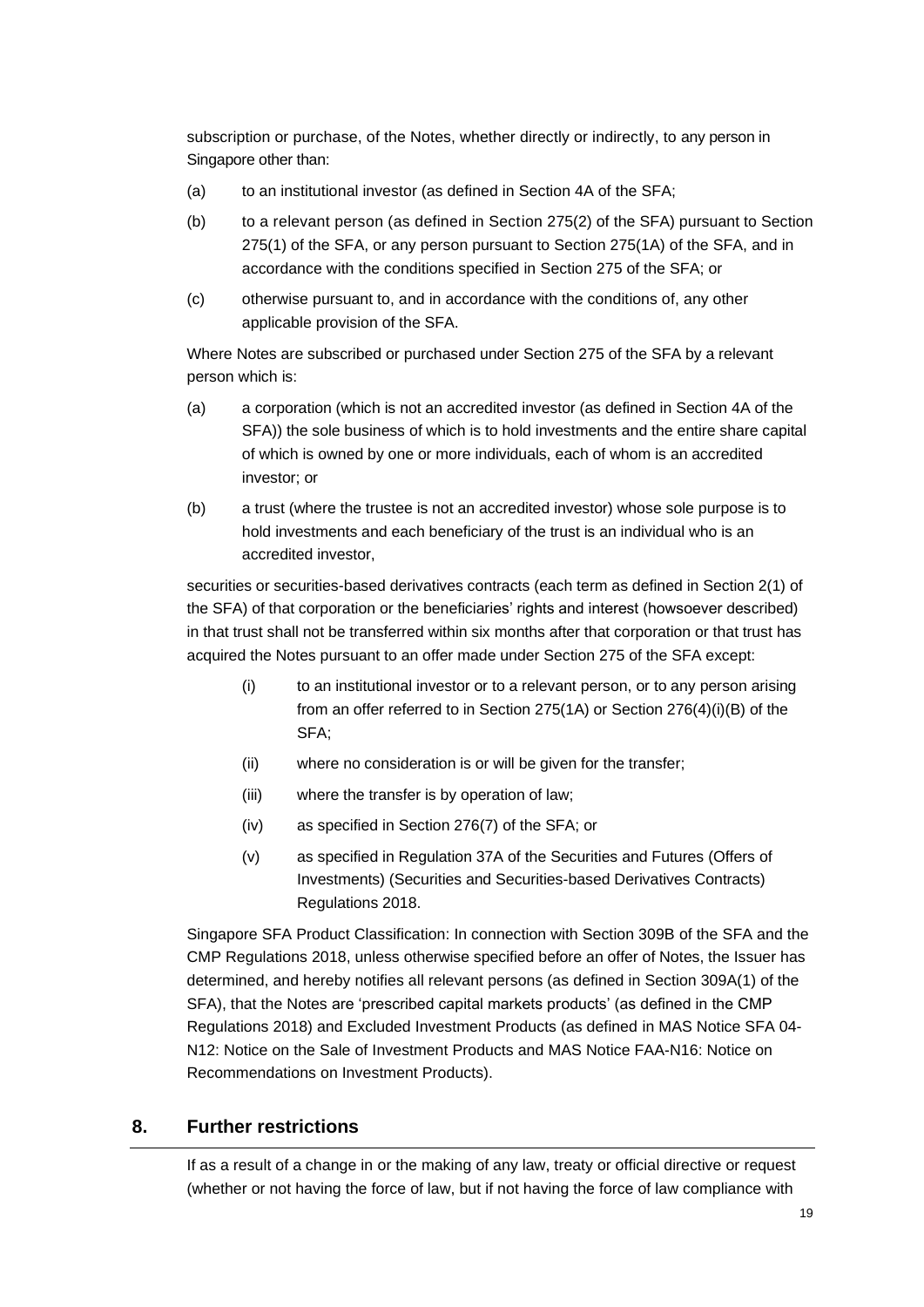subscription or purchase, of the Notes, whether directly or indirectly, to any person in Singapore other than:

(a) to an institutional investor (as defined in Section 4A of the SFA;

(b) to a relevant person (as defined in Section 275(2) of the SFA) pursuant to Section 275(1) of the SFA, or any person pursuant to Section 275(1A) of the SFA, and in accordance with the conditions specified in Section 275 of the SFA; or

(c) otherwise pursuant to, and in accordance with the conditions of, any other applicable provision of the SFA.

Where Notes are subscribed or purchased under Section 275 of the SFA by a relevant person which is:

(a) a corporation (which is not an accredited investor (as defined in Section 4A of the SFA)) the sole business of which is to hold investments and the entire share capital of which is owned by one or more individuals, each of whom is an accredited investor; or

(b) a trust (where the trustee is not an accredited investor) whose sole purpose is to hold investments and each beneficiary of the trust is an individual who is an accredited investor,

securities or securities-based derivatives contracts (each term as defined in Section 2(1) of the SFA) of that corporation or the beneficiaries' rights and interest (howsoever described) in that trust shall not be transferred within six months after that corporation or that trust has acquired the Notes pursuant to an offer made under Section 275 of the SFA except:

(i) to an institutional investor or to a relevant person, or to any person arising from an offer referred to in Section 275(1A) or Section 276(4)(i)(B) of the SFA;

(ii) where no consideration is or will be given for the transfer;

(iii) where the transfer is by operation of law;

(iv) as specified in Section 276(7) of the SFA; or

(v) as specified in Regulation 37A of the Securities and Futures (Offers of Investments) (Securities and Securities-based Derivatives Contracts) Regulations 2018.

Singapore SFA Product Classification: In connection with Section 309B of the SFA and the CMP Regulations 2018, unless otherwise specified before an offer of Notes, the Issuer has determined, and hereby notifies all relevant persons (as defined in Section 309A(1) of the SFA), that the Notes are 'prescribed capital markets products' (as defined in the CMP Regulations 2018) and Excluded Investment Products (as defined in MAS Notice SFA 04-N12: Notice on the Sale of Investment Products and MAS Notice FAA-N16: Notice on Recommendations on Investment Products).

## 8. Further restrictions

If as a result of a change in or the making of any law, treaty or official directive or request (whether or not having the force of law, but if not having the force of law compliance with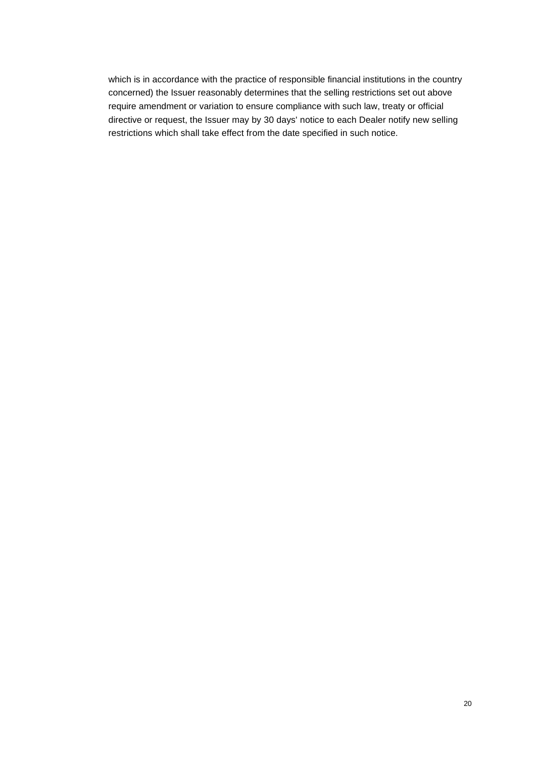which is in accordance with the practice of responsible financial institutions in the country concerned) the Issuer reasonably determines that the selling restrictions set out above require amendment or variation to ensure compliance with such law, treaty or official directive or request, the Issuer may by 30 days' notice to each Dealer notify new selling restrictions which shall take effect from the date specified in such notice.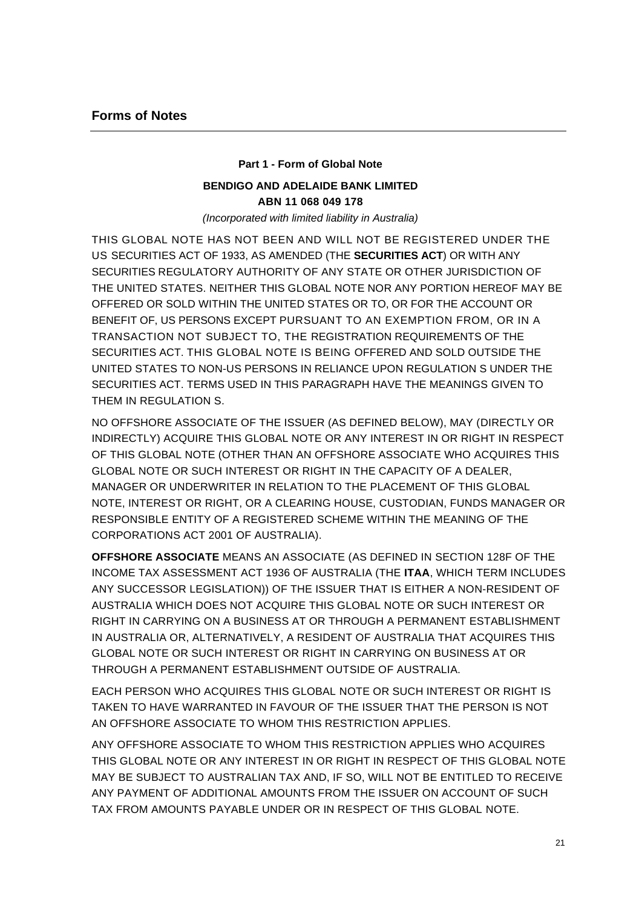## Forms of Notes

### Part 1 - Form of Global Note

**BENDIGO AND ADELAIDE BANK LIMITED**
**ABN 11 068 049 178**

*(Incorporated with limited liability in Australia)*

THIS GLOBAL NOTE HAS NOT BEEN AND WILL NOT BE REGISTERED UNDER THE US SECURITIES ACT OF 1933, AS AMENDED (THE **SECURITIES ACT**) OR WITH ANY SECURITIES REGULATORY AUTHORITY OF ANY STATE OR OTHER JURISDICTION OF THE UNITED STATES. NEITHER THIS GLOBAL NOTE NOR ANY PORTION HEREOF MAY BE OFFERED OR SOLD WITHIN THE UNITED STATES OR TO, OR FOR THE ACCOUNT OR BENEFIT OF, US PERSONS EXCEPT PURSUANT TO AN EXEMPTION FROM, OR IN A TRANSACTION NOT SUBJECT TO, THE REGISTRATION REQUIREMENTS OF THE SECURITIES ACT. THIS GLOBAL NOTE IS BEING OFFERED AND SOLD OUTSIDE THE UNITED STATES TO NON-US PERSONS IN RELIANCE UPON REGULATION S UNDER THE SECURITIES ACT. TERMS USED IN THIS PARAGRAPH HAVE THE MEANINGS GIVEN TO THEM IN REGULATION S.

NO OFFSHORE ASSOCIATE OF THE ISSUER (AS DEFINED BELOW), MAY (DIRECTLY OR INDIRECTLY) ACQUIRE THIS GLOBAL NOTE OR ANY INTEREST IN OR RIGHT IN RESPECT OF THIS GLOBAL NOTE (OTHER THAN AN OFFSHORE ASSOCIATE WHO ACQUIRES THIS GLOBAL NOTE OR SUCH INTEREST OR RIGHT IN THE CAPACITY OF A DEALER, MANAGER OR UNDERWRITER IN RELATION TO THE PLACEMENT OF THIS GLOBAL NOTE, INTEREST OR RIGHT, OR A CLEARING HOUSE, CUSTODIAN, FUNDS MANAGER OR RESPONSIBLE ENTITY OF A REGISTERED SCHEME WITHIN THE MEANING OF THE CORPORATIONS ACT 2001 OF AUSTRALIA).

**OFFSHORE ASSOCIATE** MEANS AN ASSOCIATE (AS DEFINED IN SECTION 128F OF THE INCOME TAX ASSESSMENT ACT 1936 OF AUSTRALIA (THE **ITAA**, WHICH TERM INCLUDES ANY SUCCESSOR LEGISLATION)) OF THE ISSUER THAT IS EITHER A NON-RESIDENT OF AUSTRALIA WHICH DOES NOT ACQUIRE THIS GLOBAL NOTE OR SUCH INTEREST OR RIGHT IN CARRYING ON A BUSINESS AT OR THROUGH A PERMANENT ESTABLISHMENT IN AUSTRALIA OR, ALTERNATIVELY, A RESIDENT OF AUSTRALIA THAT ACQUIRES THIS GLOBAL NOTE OR SUCH INTEREST OR RIGHT IN CARRYING ON BUSINESS AT OR THROUGH A PERMANENT ESTABLISHMENT OUTSIDE OF AUSTRALIA.

EACH PERSON WHO ACQUIRES THIS GLOBAL NOTE OR SUCH INTEREST OR RIGHT IS TAKEN TO HAVE WARRANTED IN FAVOUR OF THE ISSUER THAT THE PERSON IS NOT AN OFFSHORE ASSOCIATE TO WHOM THIS RESTRICTION APPLIES.

ANY OFFSHORE ASSOCIATE TO WHOM THIS RESTRICTION APPLIES WHO ACQUIRES THIS GLOBAL NOTE OR ANY INTEREST IN OR RIGHT IN RESPECT OF THIS GLOBAL NOTE MAY BE SUBJECT TO AUSTRALIAN TAX AND, IF SO, WILL NOT BE ENTITLED TO RECEIVE ANY PAYMENT OF ADDITIONAL AMOUNTS FROM THE ISSUER ON ACCOUNT OF SUCH TAX FROM AMOUNTS PAYABLE UNDER OR IN RESPECT OF THIS GLOBAL NOTE.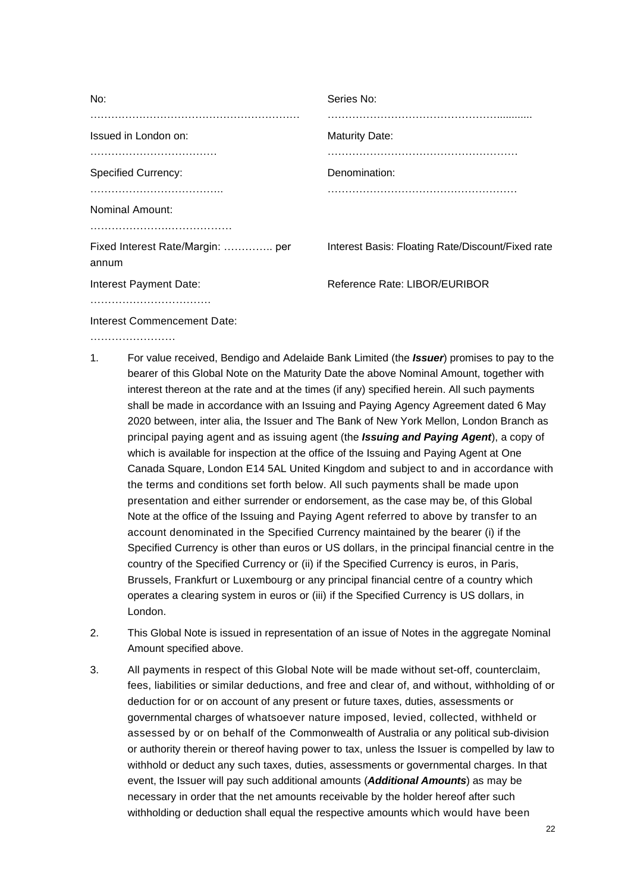| No: | Series No: |
|---|---|
| ………………………………………………… | ……………………………………….......... |
| Issued in London on: | Maturity Date: |
| ……………………………… | ……………………………………………… |
| Specified Currency: | Denomination: |
| ……………………………….. | ……………………………………………… |
| Nominal Amount: | |
| ………………….……………… | |
| Fixed Interest Rate/Margin: ………….. per annum | Interest Basis: Floating Rate/Discount/Fixed rate |
| Interest Payment Date: | Reference Rate: LIBOR/EURIBOR |
| …………………………… | |
| Interest Commencement Date: | |
| …………………… | |

1. For value received, Bendigo and Adelaide Bank Limited (the ***Issuer***) promises to pay to the bearer of this Global Note on the Maturity Date the above Nominal Amount, together with interest thereon at the rate and at the times (if any) specified herein. All such payments shall be made in accordance with an Issuing and Paying Agency Agreement dated 6 May 2020 between, inter alia, the Issuer and The Bank of New York Mellon, London Branch as principal paying agent and as issuing agent (the ***Issuing and Paying Agent***), a copy of which is available for inspection at the office of the Issuing and Paying Agent at One Canada Square, London E14 5AL United Kingdom and subject to and in accordance with the terms and conditions set forth below. All such payments shall be made upon presentation and either surrender or endorsement, as the case may be, of this Global Note at the office of the Issuing and Paying Agent referred to above by transfer to an account denominated in the Specified Currency maintained by the bearer (i) if the Specified Currency is other than euros or US dollars, in the principal financial centre in the country of the Specified Currency or (ii) if the Specified Currency is euros, in Paris, Brussels, Frankfurt or Luxembourg or any principal financial centre of a country which operates a clearing system in euros or (iii) if the Specified Currency is US dollars, in London.

2. This Global Note is issued in representation of an issue of Notes in the aggregate Nominal Amount specified above.

3. All payments in respect of this Global Note will be made without set-off, counterclaim, fees, liabilities or similar deductions, and free and clear of, and without, withholding of or deduction for or on account of any present or future taxes, duties, assessments or governmental charges of whatsoever nature imposed, levied, collected, withheld or assessed by or on behalf of the Commonwealth of Australia or any political sub-division or authority therein or thereof having power to tax, unless the Issuer is compelled by law to withhold or deduct any such taxes, duties, assessments or governmental charges. In that event, the Issuer will pay such additional amounts (***Additional Amounts***) as may be necessary in order that the net amounts receivable by the holder hereof after such withholding or deduction shall equal the respective amounts which would have been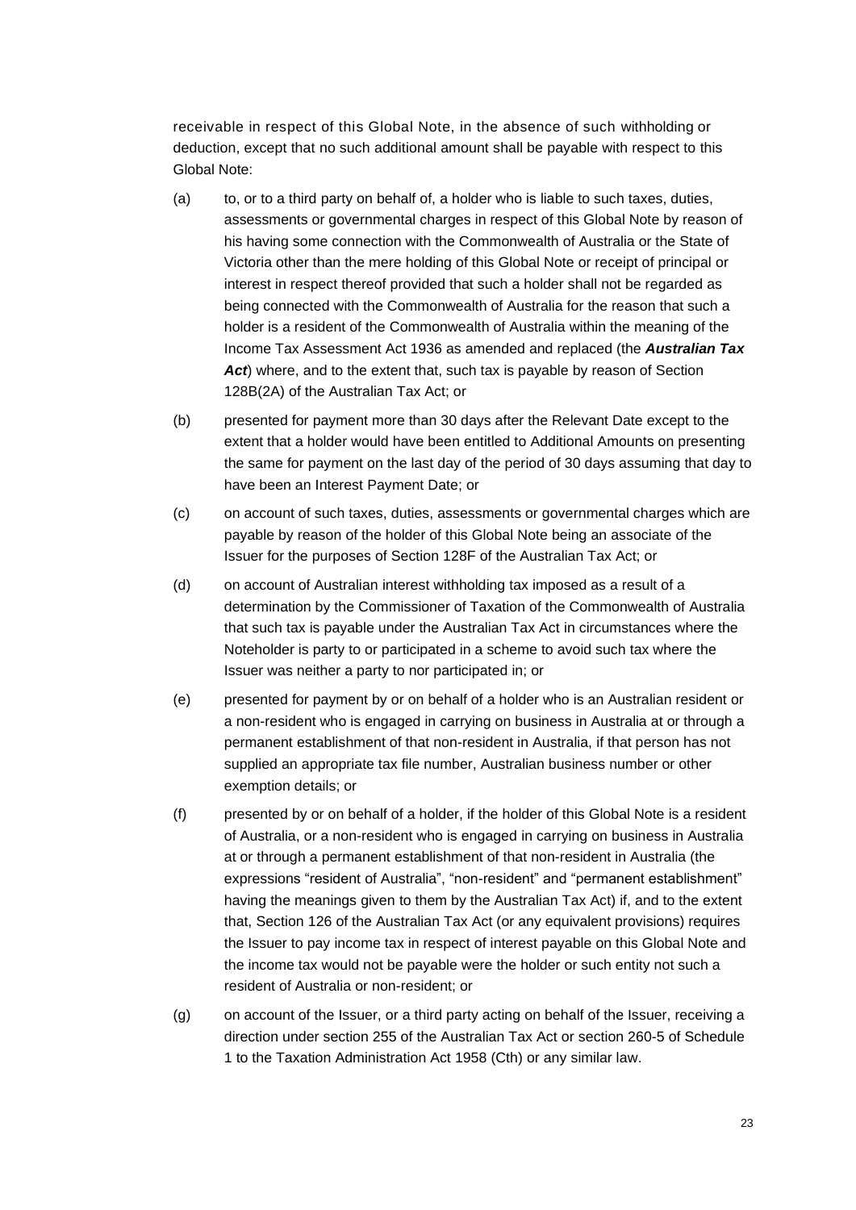receivable in respect of this Global Note, in the absence of such withholding or deduction, except that no such additional amount shall be payable with respect to this Global Note:

(a) to, or to a third party on behalf of, a holder who is liable to such taxes, duties, assessments or governmental charges in respect of this Global Note by reason of his having some connection with the Commonwealth of Australia or the State of Victoria other than the mere holding of this Global Note or receipt of principal or interest in respect thereof provided that such a holder shall not be regarded as being connected with the Commonwealth of Australia for the reason that such a holder is a resident of the Commonwealth of Australia within the meaning of the Income Tax Assessment Act 1936 as amended and replaced (the ***Australian Tax Act***) where, and to the extent that, such tax is payable by reason of Section 128B(2A) of the Australian Tax Act; or

(b) presented for payment more than 30 days after the Relevant Date except to the extent that a holder would have been entitled to Additional Amounts on presenting the same for payment on the last day of the period of 30 days assuming that day to have been an Interest Payment Date; or

(c) on account of such taxes, duties, assessments or governmental charges which are payable by reason of the holder of this Global Note being an associate of the Issuer for the purposes of Section 128F of the Australian Tax Act; or

(d) on account of Australian interest withholding tax imposed as a result of a determination by the Commissioner of Taxation of the Commonwealth of Australia that such tax is payable under the Australian Tax Act in circumstances where the Noteholder is party to or participated in a scheme to avoid such tax where the Issuer was neither a party to nor participated in; or

(e) presented for payment by or on behalf of a holder who is an Australian resident or a non-resident who is engaged in carrying on business in Australia at or through a permanent establishment of that non-resident in Australia, if that person has not supplied an appropriate tax file number, Australian business number or other exemption details; or

(f) presented by or on behalf of a holder, if the holder of this Global Note is a resident of Australia, or a non-resident who is engaged in carrying on business in Australia at or through a permanent establishment of that non-resident in Australia (the expressions "resident of Australia", "non-resident" and "permanent establishment" having the meanings given to them by the Australian Tax Act) if, and to the extent that, Section 126 of the Australian Tax Act (or any equivalent provisions) requires the Issuer to pay income tax in respect of interest payable on this Global Note and the income tax would not be payable were the holder or such entity not such a resident of Australia or non-resident; or

(g) on account of the Issuer, or a third party acting on behalf of the Issuer, receiving a direction under section 255 of the Australian Tax Act or section 260-5 of Schedule 1 to the Taxation Administration Act 1958 (Cth) or any similar law.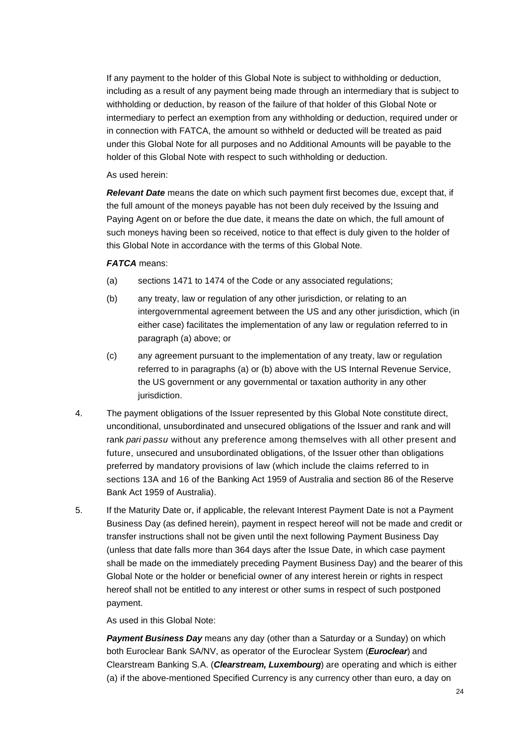If any payment to the holder of this Global Note is subject to withholding or deduction, including as a result of any payment being made through an intermediary that is subject to withholding or deduction, by reason of the failure of that holder of this Global Note or intermediary to perfect an exemption from any withholding or deduction, required under or in connection with FATCA, the amount so withheld or deducted will be treated as paid under this Global Note for all purposes and no Additional Amounts will be payable to the holder of this Global Note with respect to such withholding or deduction.

As used herein:

***Relevant Date*** means the date on which such payment first becomes due, except that, if the full amount of the moneys payable has not been duly received by the Issuing and Paying Agent on or before the due date, it means the date on which, the full amount of such moneys having been so received, notice to that effect is duly given to the holder of this Global Note in accordance with the terms of this Global Note.

***FATCA*** means:

(a) sections 1471 to 1474 of the Code or any associated regulations;

(b) any treaty, law or regulation of any other jurisdiction, or relating to an intergovernmental agreement between the US and any other jurisdiction, which (in either case) facilitates the implementation of any law or regulation referred to in paragraph (a) above; or

(c) any agreement pursuant to the implementation of any treaty, law or regulation referred to in paragraphs (a) or (b) above with the US Internal Revenue Service, the US government or any governmental or taxation authority in any other jurisdiction.

4. The payment obligations of the Issuer represented by this Global Note constitute direct, unconditional, unsubordinated and unsecured obligations of the Issuer and rank and will rank *pari passu* without any preference among themselves with all other present and future, unsecured and unsubordinated obligations, of the Issuer other than obligations preferred by mandatory provisions of law (which include the claims referred to in sections 13A and 16 of the Banking Act 1959 of Australia and section 86 of the Reserve Bank Act 1959 of Australia).

5. If the Maturity Date or, if applicable, the relevant Interest Payment Date is not a Payment Business Day (as defined herein), payment in respect hereof will not be made and credit or transfer instructions shall not be given until the next following Payment Business Day (unless that date falls more than 364 days after the Issue Date, in which case payment shall be made on the immediately preceding Payment Business Day) and the bearer of this Global Note or the holder or beneficial owner of any interest herein or rights in respect hereof shall not be entitled to any interest or other sums in respect of such postponed payment.

   As used in this Global Note:

   ***Payment Business Day*** means any day (other than a Saturday or a Sunday) on which both Euroclear Bank SA/NV, as operator of the Euroclear System (***Euroclear***) and Clearstream Banking S.A. (***Clearstream, Luxembourg***) are operating and which is either (a) if the above-mentioned Specified Currency is any currency other than euro, a day on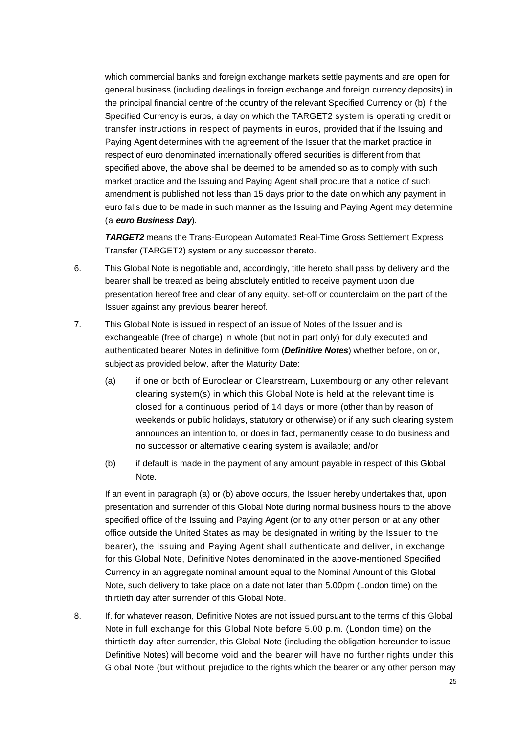which commercial banks and foreign exchange markets settle payments and are open for general business (including dealings in foreign exchange and foreign currency deposits) in the principal financial centre of the country of the relevant Specified Currency or (b) if the Specified Currency is euros, a day on which the TARGET2 system is operating credit or transfer instructions in respect of payments in euros, provided that if the Issuing and Paying Agent determines with the agreement of the Issuer that the market practice in respect of euro denominated internationally offered securities is different from that specified above, the above shall be deemed to be amended so as to comply with such market practice and the Issuing and Paying Agent shall procure that a notice of such amendment is published not less than 15 days prior to the date on which any payment in euro falls due to be made in such manner as the Issuing and Paying Agent may determine (a ***euro Business Day***).

***TARGET2*** means the Trans-European Automated Real-Time Gross Settlement Express Transfer (TARGET2) system or any successor thereto.

6. This Global Note is negotiable and, accordingly, title hereto shall pass by delivery and the bearer shall be treated as being absolutely entitled to receive payment upon due presentation hereof free and clear of any equity, set-off or counterclaim on the part of the Issuer against any previous bearer hereof.

7. This Global Note is issued in respect of an issue of Notes of the Issuer and is exchangeable (free of charge) in whole (but not in part only) for duly executed and authenticated bearer Notes in definitive form (***Definitive Notes***) whether before, on or, subject as provided below, after the Maturity Date:

   (a) if one or both of Euroclear or Clearstream, Luxembourg or any other relevant clearing system(s) in which this Global Note is held at the relevant time is closed for a continuous period of 14 days or more (other than by reason of weekends or public holidays, statutory or otherwise) or if any such clearing system announces an intention to, or does in fact, permanently cease to do business and no successor or alternative clearing system is available; and/or

   (b) if default is made in the payment of any amount payable in respect of this Global Note.

   If an event in paragraph (a) or (b) above occurs, the Issuer hereby undertakes that, upon presentation and surrender of this Global Note during normal business hours to the above specified office of the Issuing and Paying Agent (or to any other person or at any other office outside the United States as may be designated in writing by the Issuer to the bearer), the Issuing and Paying Agent shall authenticate and deliver, in exchange for this Global Note, Definitive Notes denominated in the above-mentioned Specified Currency in an aggregate nominal amount equal to the Nominal Amount of this Global Note, such delivery to take place on a date not later than 5.00pm (London time) on the thirtieth day after surrender of this Global Note.

8. If, for whatever reason, Definitive Notes are not issued pursuant to the terms of this Global Note in full exchange for this Global Note before 5.00 p.m. (London time) on the thirtieth day after surrender, this Global Note (including the obligation hereunder to issue Definitive Notes) will become void and the bearer will have no further rights under this Global Note (but without prejudice to the rights which the bearer or any other person may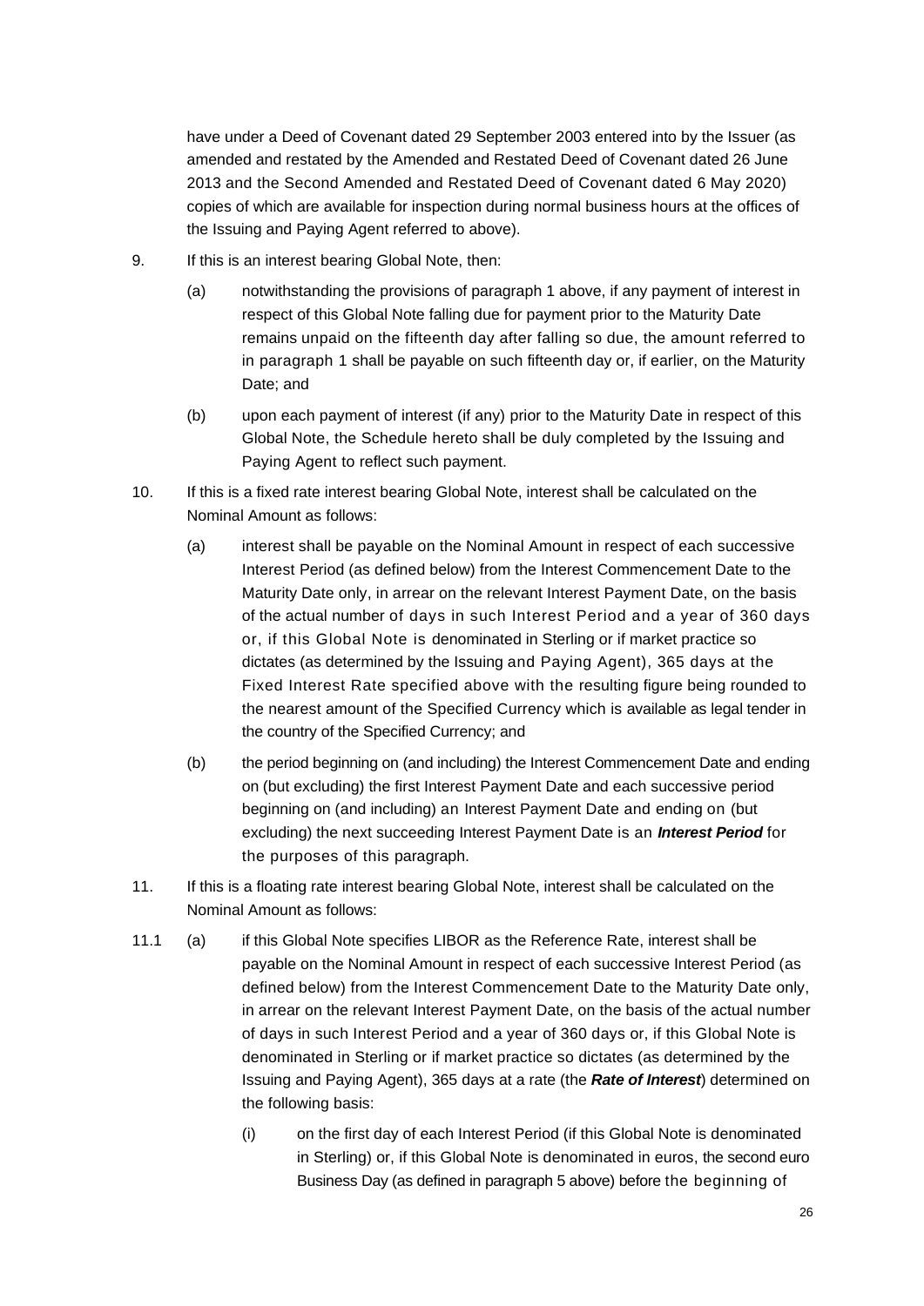have under a Deed of Covenant dated 29 September 2003 entered into by the Issuer (as amended and restated by the Amended and Restated Deed of Covenant dated 26 June 2013 and the Second Amended and Restated Deed of Covenant dated 6 May 2020) copies of which are available for inspection during normal business hours at the offices of the Issuing and Paying Agent referred to above).

9. If this is an interest bearing Global Note, then:

   (a) notwithstanding the provisions of paragraph 1 above, if any payment of interest in respect of this Global Note falling due for payment prior to the Maturity Date remains unpaid on the fifteenth day after falling so due, the amount referred to in paragraph 1 shall be payable on such fifteenth day or, if earlier, on the Maturity Date; and

   (b) upon each payment of interest (if any) prior to the Maturity Date in respect of this Global Note, the Schedule hereto shall be duly completed by the Issuing and Paying Agent to reflect such payment.

10. If this is a fixed rate interest bearing Global Note, interest shall be calculated on the Nominal Amount as follows:

    (a) interest shall be payable on the Nominal Amount in respect of each successive Interest Period (as defined below) from the Interest Commencement Date to the Maturity Date only, in arrear on the relevant Interest Payment Date, on the basis of the actual number of days in such Interest Period and a year of 360 days or, if this Global Note is denominated in Sterling or if market practice so dictates (as determined by the Issuing and Paying Agent), 365 days at the Fixed Interest Rate specified above with the resulting figure being rounded to the nearest amount of the Specified Currency which is available as legal tender in the country of the Specified Currency; and

    (b) the period beginning on (and including) the Interest Commencement Date and ending on (but excluding) the first Interest Payment Date and each successive period beginning on (and including) an Interest Payment Date and ending on (but excluding) the next succeeding Interest Payment Date is an ***Interest Period*** for the purposes of this paragraph.

11. If this is a floating rate interest bearing Global Note, interest shall be calculated on the Nominal Amount as follows:

11.1 (a) if this Global Note specifies LIBOR as the Reference Rate, interest shall be payable on the Nominal Amount in respect of each successive Interest Period (as defined below) from the Interest Commencement Date to the Maturity Date only, in arrear on the relevant Interest Payment Date, on the basis of the actual number of days in such Interest Period and a year of 360 days or, if this Global Note is denominated in Sterling or if market practice so dictates (as determined by the Issuing and Paying Agent), 365 days at a rate (the ***Rate of Interest***) determined on the following basis:

   (i) on the first day of each Interest Period (if this Global Note is denominated in Sterling) or, if this Global Note is denominated in euros, the second euro Business Day (as defined in paragraph 5 above) before the beginning of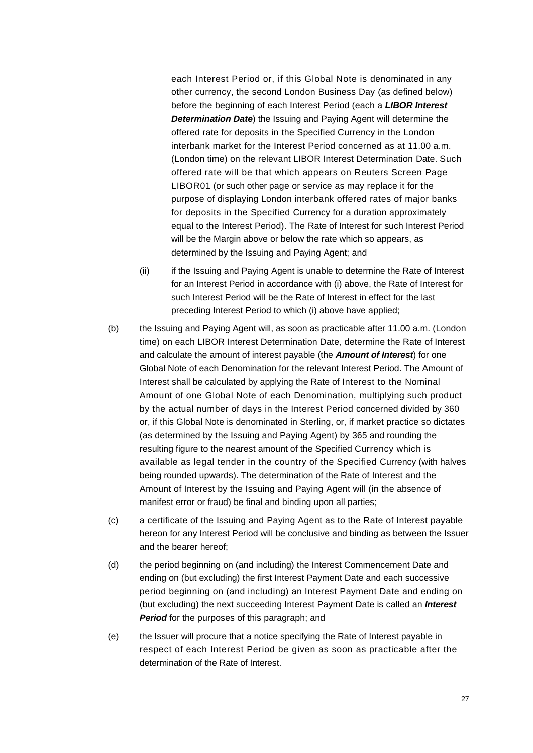each Interest Period or, if this Global Note is denominated in any other currency, the second London Business Day (as defined below) before the beginning of each Interest Period (each a ***LIBOR Interest Determination Date***) the Issuing and Paying Agent will determine the offered rate for deposits in the Specified Currency in the London interbank market for the Interest Period concerned as at 11.00 a.m. (London time) on the relevant LIBOR Interest Determination Date. Such offered rate will be that which appears on Reuters Screen Page LIBOR01 (or such other page or service as may replace it for the purpose of displaying London interbank offered rates of major banks for deposits in the Specified Currency for a duration approximately equal to the Interest Period). The Rate of Interest for such Interest Period will be the Margin above or below the rate which so appears, as determined by the Issuing and Paying Agent; and

(ii) if the Issuing and Paying Agent is unable to determine the Rate of Interest for an Interest Period in accordance with (i) above, the Rate of Interest for such Interest Period will be the Rate of Interest in effect for the last preceding Interest Period to which (i) above have applied;

(b) the Issuing and Paying Agent will, as soon as practicable after 11.00 a.m. (London time) on each LIBOR Interest Determination Date, determine the Rate of Interest and calculate the amount of interest payable (the ***Amount of Interest***) for one Global Note of each Denomination for the relevant Interest Period. The Amount of Interest shall be calculated by applying the Rate of Interest to the Nominal Amount of one Global Note of each Denomination, multiplying such product by the actual number of days in the Interest Period concerned divided by 360 or, if this Global Note is denominated in Sterling, or, if market practice so dictates (as determined by the Issuing and Paying Agent) by 365 and rounding the resulting figure to the nearest amount of the Specified Currency which is available as legal tender in the country of the Specified Currency (with halves being rounded upwards). The determination of the Rate of Interest and the Amount of Interest by the Issuing and Paying Agent will (in the absence of manifest error or fraud) be final and binding upon all parties;

(c) a certificate of the Issuing and Paying Agent as to the Rate of Interest payable hereon for any Interest Period will be conclusive and binding as between the Issuer and the bearer hereof;

(d) the period beginning on (and including) the Interest Commencement Date and ending on (but excluding) the first Interest Payment Date and each successive period beginning on (and including) an Interest Payment Date and ending on (but excluding) the next succeeding Interest Payment Date is called an ***Interest Period*** for the purposes of this paragraph; and

(e) the Issuer will procure that a notice specifying the Rate of Interest payable in respect of each Interest Period be given as soon as practicable after the determination of the Rate of Interest.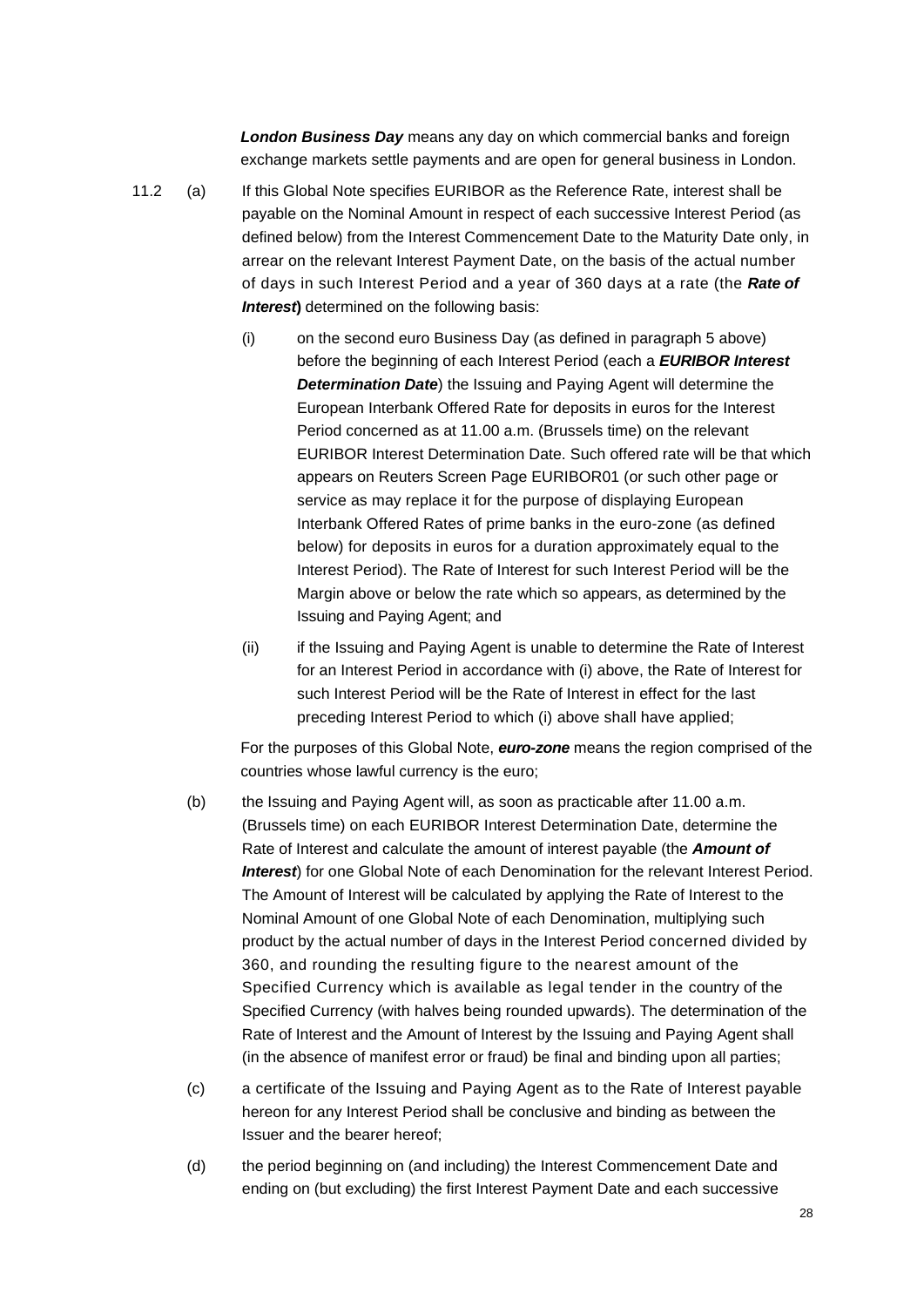***London Business Day*** means any day on which commercial banks and foreign exchange markets settle payments and are open for general business in London.

11.2 (a) If this Global Note specifies EURIBOR as the Reference Rate, interest shall be payable on the Nominal Amount in respect of each successive Interest Period (as defined below) from the Interest Commencement Date to the Maturity Date only, in arrear on the relevant Interest Payment Date, on the basis of the actual number of days in such Interest Period and a year of 360 days at a rate (the ***Rate of Interest***) determined on the following basis:

(i) on the second euro Business Day (as defined in paragraph 5 above) before the beginning of each Interest Period (each a ***EURIBOR Interest Determination Date***) the Issuing and Paying Agent will determine the European Interbank Offered Rate for deposits in euros for the Interest Period concerned as at 11.00 a.m. (Brussels time) on the relevant EURIBOR Interest Determination Date. Such offered rate will be that which appears on Reuters Screen Page EURIBOR01 (or such other page or service as may replace it for the purpose of displaying European Interbank Offered Rates of prime banks in the euro-zone (as defined below) for deposits in euros for a duration approximately equal to the Interest Period). The Rate of Interest for such Interest Period will be the Margin above or below the rate which so appears, as determined by the Issuing and Paying Agent; and

(ii) if the Issuing and Paying Agent is unable to determine the Rate of Interest for an Interest Period in accordance with (i) above, the Rate of Interest for such Interest Period will be the Rate of Interest in effect for the last preceding Interest Period to which (i) above shall have applied;

For the purposes of this Global Note, ***euro-zone*** means the region comprised of the countries whose lawful currency is the euro;

(b) the Issuing and Paying Agent will, as soon as practicable after 11.00 a.m. (Brussels time) on each EURIBOR Interest Determination Date, determine the Rate of Interest and calculate the amount of interest payable (the ***Amount of Interest***) for one Global Note of each Denomination for the relevant Interest Period. The Amount of Interest will be calculated by applying the Rate of Interest to the Nominal Amount of one Global Note of each Denomination, multiplying such product by the actual number of days in the Interest Period concerned divided by 360, and rounding the resulting figure to the nearest amount of the Specified Currency which is available as legal tender in the country of the Specified Currency (with halves being rounded upwards). The determination of the Rate of Interest and the Amount of Interest by the Issuing and Paying Agent shall (in the absence of manifest error or fraud) be final and binding upon all parties;

(c) a certificate of the Issuing and Paying Agent as to the Rate of Interest payable hereon for any Interest Period shall be conclusive and binding as between the Issuer and the bearer hereof;

(d) the period beginning on (and including) the Interest Commencement Date and ending on (but excluding) the first Interest Payment Date and each successive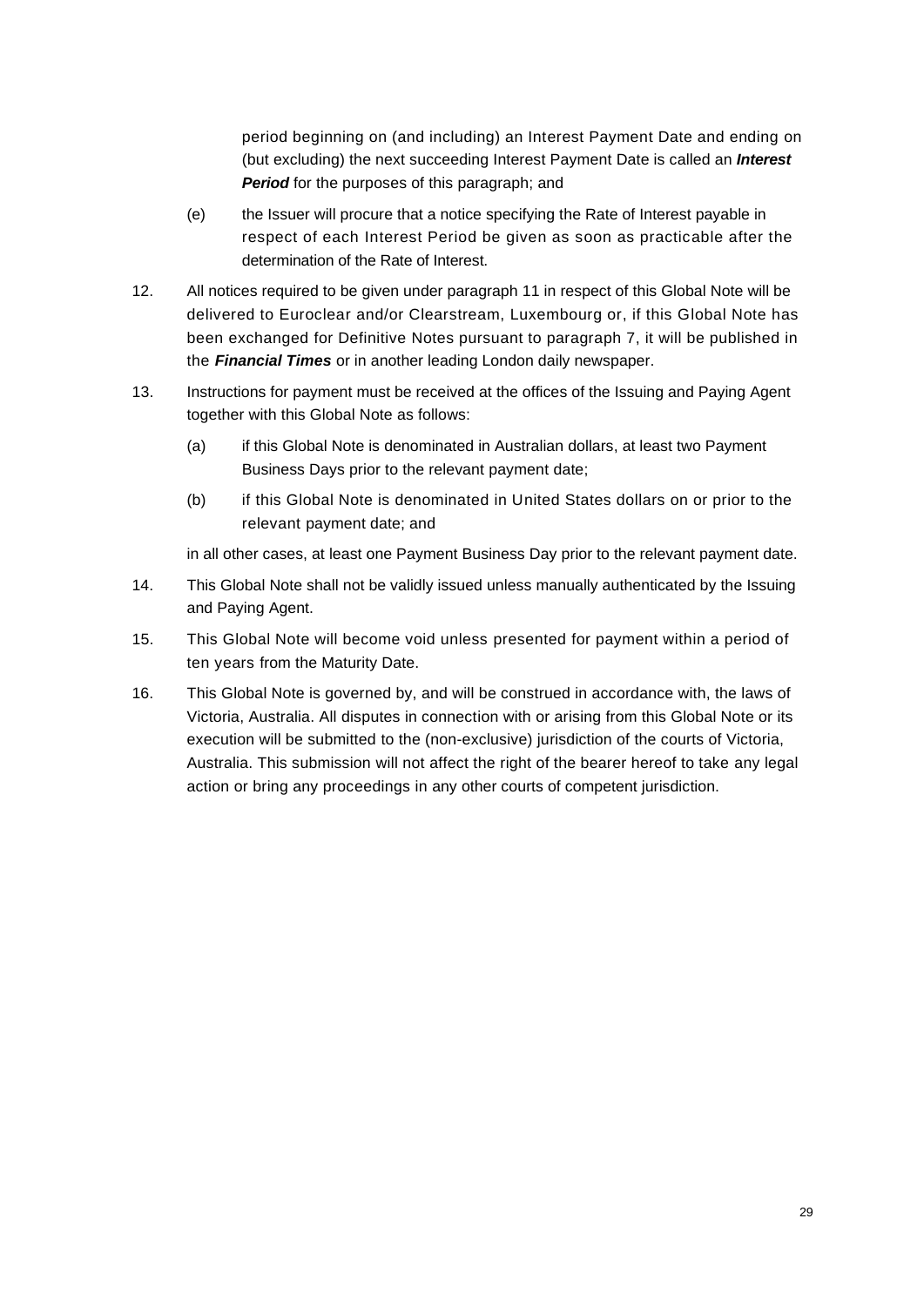period beginning on (and including) an Interest Payment Date and ending on (but excluding) the next succeeding Interest Payment Date is called an ***Interest Period*** for the purposes of this paragraph; and

(e) the Issuer will procure that a notice specifying the Rate of Interest payable in respect of each Interest Period be given as soon as practicable after the determination of the Rate of Interest.

12. All notices required to be given under paragraph 11 in respect of this Global Note will be delivered to Euroclear and/or Clearstream, Luxembourg or, if this Global Note has been exchanged for Definitive Notes pursuant to paragraph 7, it will be published in the ***Financial Times*** or in another leading London daily newspaper.

13. Instructions for payment must be received at the offices of the Issuing and Paying Agent together with this Global Note as follows:

    (a) if this Global Note is denominated in Australian dollars, at least two Payment Business Days prior to the relevant payment date;

    (b) if this Global Note is denominated in United States dollars on or prior to the relevant payment date; and

    in all other cases, at least one Payment Business Day prior to the relevant payment date.

14. This Global Note shall not be validly issued unless manually authenticated by the Issuing and Paying Agent.

15. This Global Note will become void unless presented for payment within a period of ten years from the Maturity Date.

16. This Global Note is governed by, and will be construed in accordance with, the laws of Victoria, Australia. All disputes in connection with or arising from this Global Note or its execution will be submitted to the (non-exclusive) jurisdiction of the courts of Victoria, Australia. This submission will not affect the right of the bearer hereof to take any legal action or bring any proceedings in any other courts of competent jurisdiction.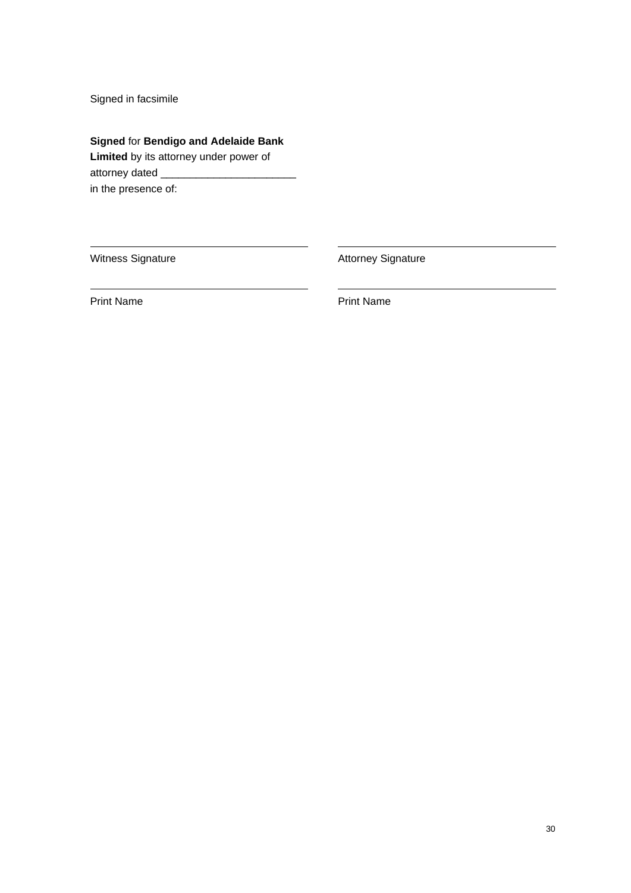Signed in facsimile

**Signed** for **Bendigo and Adelaide Bank Limited** by its attorney under power of attorney dated _______________________ in the presence of:

| | |
|---|---|
| ______________________________ | ______________________________ |
| Witness Signature | Attorney Signature |
| ______________________________ | ______________________________ |
| Print Name | Print Name |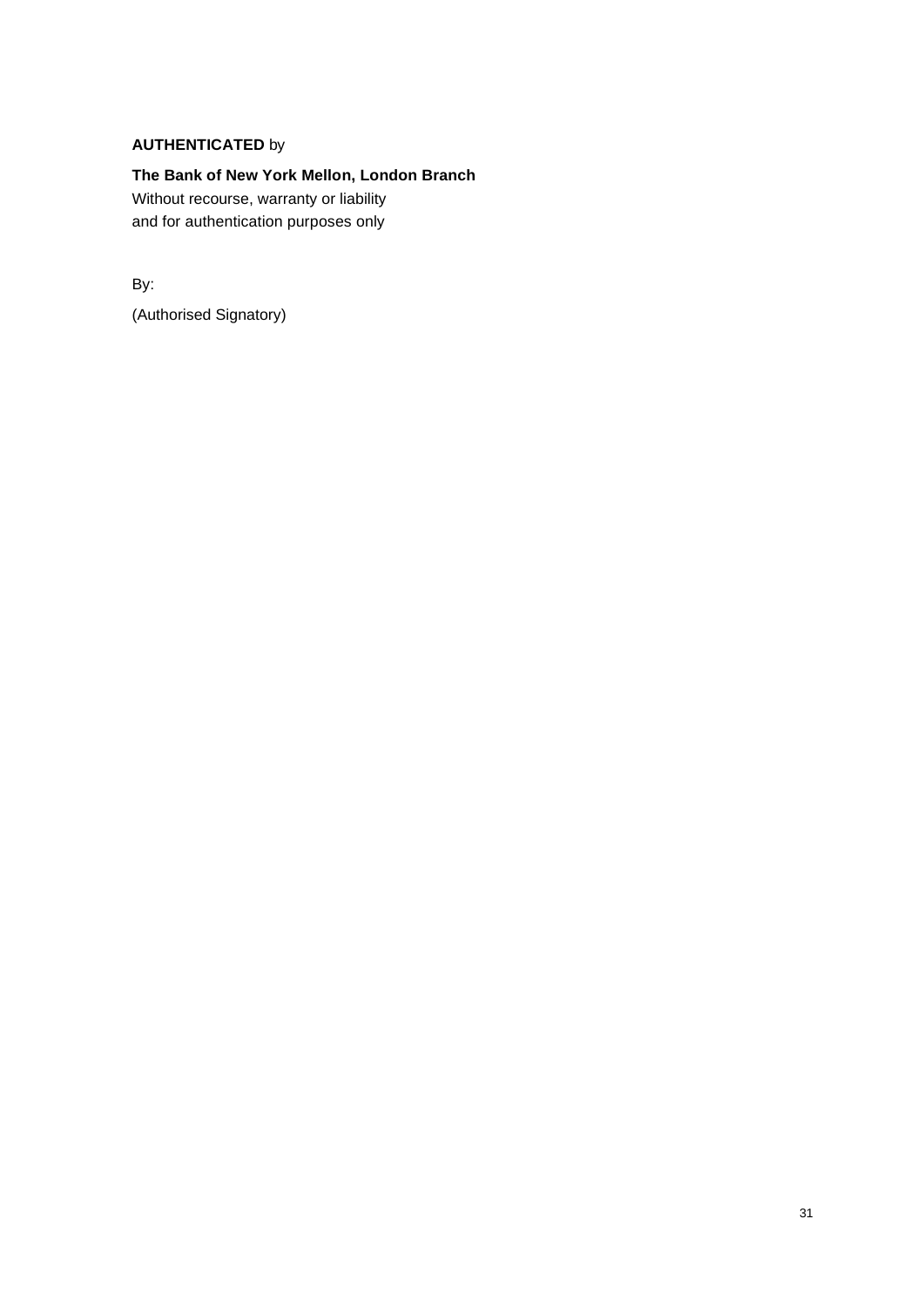**AUTHENTICATED** by

**The Bank of New York Mellon, London Branch**
Without recourse, warranty or liability
and for authentication purposes only

By:

(Authorised Signatory)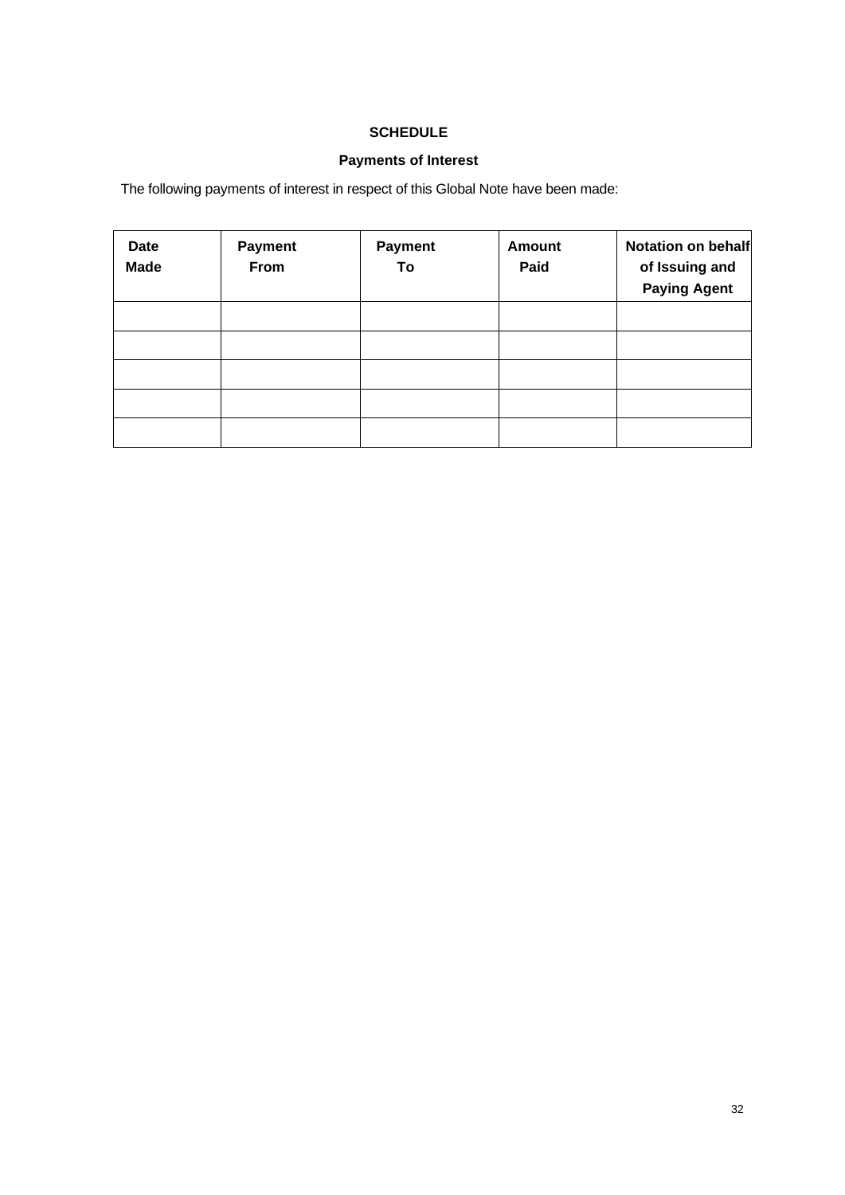**SCHEDULE**

**Payments of Interest**

The following payments of interest in respect of this Global Note have been made:

| Date Made | Payment From | Payment To | Amount Paid | Notation on behalf of Issuing and Paying Agent |
|---|---|---|---|---|
| | | | | |
| | | | | |
| | | | | |
| | | | | |
| | | | | |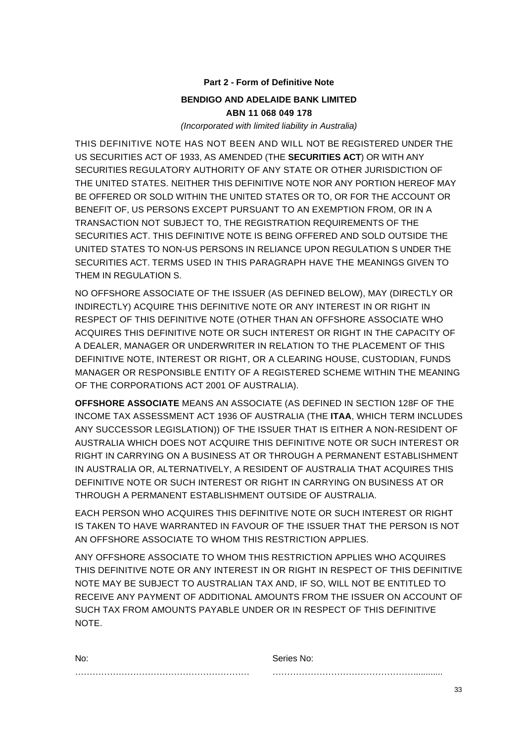**Part 2 - Form of Definitive Note**

**BENDIGO AND ADELAIDE BANK LIMITED**

**ABN 11 068 049 178**

*(Incorporated with limited liability in Australia)*

THIS DEFINITIVE NOTE HAS NOT BEEN AND WILL NOT BE REGISTERED UNDER THE US SECURITIES ACT OF 1933, AS AMENDED (THE **SECURITIES ACT**) OR WITH ANY SECURITIES REGULATORY AUTHORITY OF ANY STATE OR OTHER JURISDICTION OF THE UNITED STATES. NEITHER THIS DEFINITIVE NOTE NOR ANY PORTION HEREOF MAY BE OFFERED OR SOLD WITHIN THE UNITED STATES OR TO, OR FOR THE ACCOUNT OR BENEFIT OF, US PERSONS EXCEPT PURSUANT TO AN EXEMPTION FROM, OR IN A TRANSACTION NOT SUBJECT TO, THE REGISTRATION REQUIREMENTS OF THE SECURITIES ACT. THIS DEFINITIVE NOTE IS BEING OFFERED AND SOLD OUTSIDE THE UNITED STATES TO NON-US PERSONS IN RELIANCE UPON REGULATION S UNDER THE SECURITIES ACT. TERMS USED IN THIS PARAGRAPH HAVE THE MEANINGS GIVEN TO THEM IN REGULATION S.

NO OFFSHORE ASSOCIATE OF THE ISSUER (AS DEFINED BELOW), MAY (DIRECTLY OR INDIRECTLY) ACQUIRE THIS DEFINITIVE NOTE OR ANY INTEREST IN OR RIGHT IN RESPECT OF THIS DEFINITIVE NOTE (OTHER THAN AN OFFSHORE ASSOCIATE WHO ACQUIRES THIS DEFINITIVE NOTE OR SUCH INTEREST OR RIGHT IN THE CAPACITY OF A DEALER, MANAGER OR UNDERWRITER IN RELATION TO THE PLACEMENT OF THIS DEFINITIVE NOTE, INTEREST OR RIGHT, OR A CLEARING HOUSE, CUSTODIAN, FUNDS MANAGER OR RESPONSIBLE ENTITY OF A REGISTERED SCHEME WITHIN THE MEANING OF THE CORPORATIONS ACT 2001 OF AUSTRALIA).

**OFFSHORE ASSOCIATE** MEANS AN ASSOCIATE (AS DEFINED IN SECTION 128F OF THE INCOME TAX ASSESSMENT ACT 1936 OF AUSTRALIA (THE **ITAA**, WHICH TERM INCLUDES ANY SUCCESSOR LEGISLATION)) OF THE ISSUER THAT IS EITHER A NON-RESIDENT OF AUSTRALIA WHICH DOES NOT ACQUIRE THIS DEFINITIVE NOTE OR SUCH INTEREST OR RIGHT IN CARRYING ON A BUSINESS AT OR THROUGH A PERMANENT ESTABLISHMENT IN AUSTRALIA OR, ALTERNATIVELY, A RESIDENT OF AUSTRALIA THAT ACQUIRES THIS DEFINITIVE NOTE OR SUCH INTEREST OR RIGHT IN CARRYING ON BUSINESS AT OR THROUGH A PERMANENT ESTABLISHMENT OUTSIDE OF AUSTRALIA.

EACH PERSON WHO ACQUIRES THIS DEFINITIVE NOTE OR SUCH INTEREST OR RIGHT IS TAKEN TO HAVE WARRANTED IN FAVOUR OF THE ISSUER THAT THE PERSON IS NOT AN OFFSHORE ASSOCIATE TO WHOM THIS RESTRICTION APPLIES.

ANY OFFSHORE ASSOCIATE TO WHOM THIS RESTRICTION APPLIES WHO ACQUIRES THIS DEFINITIVE NOTE OR ANY INTEREST IN OR RIGHT IN RESPECT OF THIS DEFINITIVE NOTE MAY BE SUBJECT TO AUSTRALIAN TAX AND, IF SO, WILL NOT BE ENTITLED TO RECEIVE ANY PAYMENT OF ADDITIONAL AMOUNTS FROM THE ISSUER ON ACCOUNT OF SUCH TAX FROM AMOUNTS PAYABLE UNDER OR IN RESPECT OF THIS DEFINITIVE NOTE.

No: ……………………………………………………

Series No: ………………………………………………...........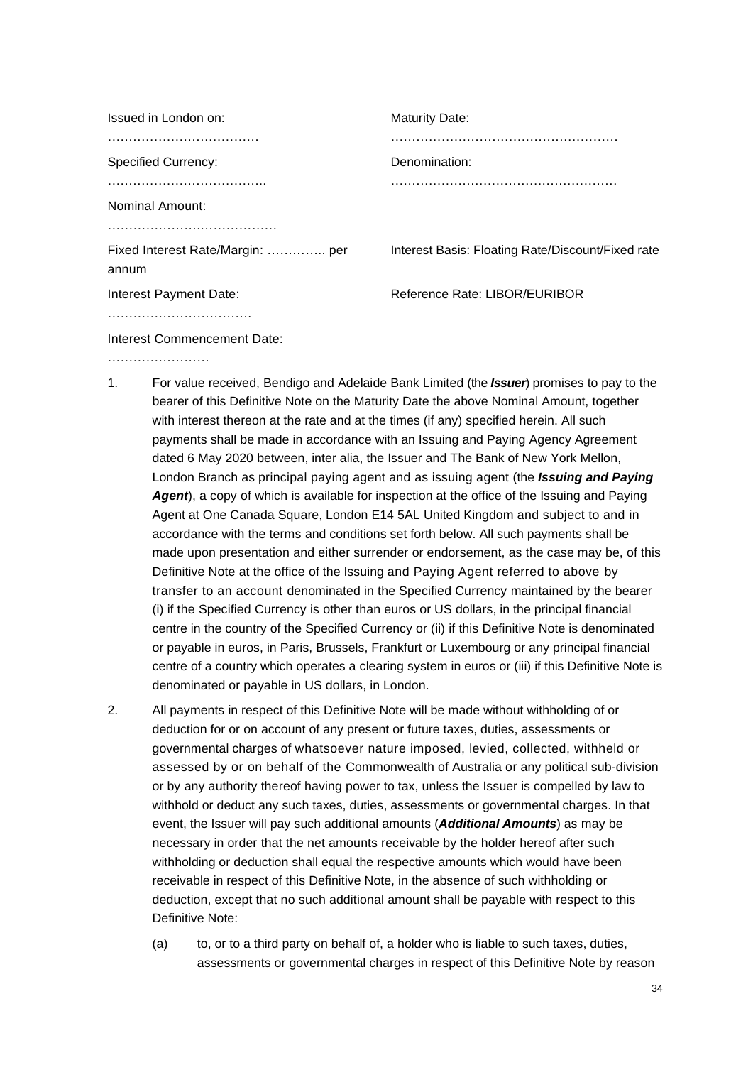| Issued in London on: | Maturity Date: |
|---|---|
| ……………………………… | ……………………………………………… |
| Specified Currency: | Denomination: |
| ……………………………….. | ……………………………………………… |
| Nominal Amount: | |
| ……………………..…………… | |
| Fixed Interest Rate/Margin: ………….. per annum | Interest Basis: Floating Rate/Discount/Fixed rate |
| Interest Payment Date: | Reference Rate: LIBOR/EURIBOR |
| …………………………… | |
| Interest Commencement Date: | |
| …………………… | |

1. For value received, Bendigo and Adelaide Bank Limited (the ***Issuer***) promises to pay to the bearer of this Definitive Note on the Maturity Date the above Nominal Amount, together with interest thereon at the rate and at the times (if any) specified herein. All such payments shall be made in accordance with an Issuing and Paying Agency Agreement dated 6 May 2020 between, inter alia, the Issuer and The Bank of New York Mellon, London Branch as principal paying agent and as issuing agent (the ***Issuing and Paying Agent***), a copy of which is available for inspection at the office of the Issuing and Paying Agent at One Canada Square, London E14 5AL United Kingdom and subject to and in accordance with the terms and conditions set forth below. All such payments shall be made upon presentation and either surrender or endorsement, as the case may be, of this Definitive Note at the office of the Issuing and Paying Agent referred to above by transfer to an account denominated in the Specified Currency maintained by the bearer (i) if the Specified Currency is other than euros or US dollars, in the principal financial centre in the country of the Specified Currency or (ii) if this Definitive Note is denominated or payable in euros, in Paris, Brussels, Frankfurt or Luxembourg or any principal financial centre of a country which operates a clearing system in euros or (iii) if this Definitive Note is denominated or payable in US dollars, in London.

2. All payments in respect of this Definitive Note will be made without withholding of or deduction for or on account of any present or future taxes, duties, assessments or governmental charges of whatsoever nature imposed, levied, collected, withheld or assessed by or on behalf of the Commonwealth of Australia or any political sub-division or by any authority thereof having power to tax, unless the Issuer is compelled by law to withhold or deduct any such taxes, duties, assessments or governmental charges. In that event, the Issuer will pay such additional amounts (***Additional Amounts***) as may be necessary in order that the net amounts receivable by the holder hereof after such withholding or deduction shall equal the respective amounts which would have been receivable in respect of this Definitive Note, in the absence of such withholding or deduction, except that no such additional amount shall be payable with respect to this Definitive Note:

   (a) to, or to a third party on behalf of, a holder who is liable to such taxes, duties, assessments or governmental charges in respect of this Definitive Note by reason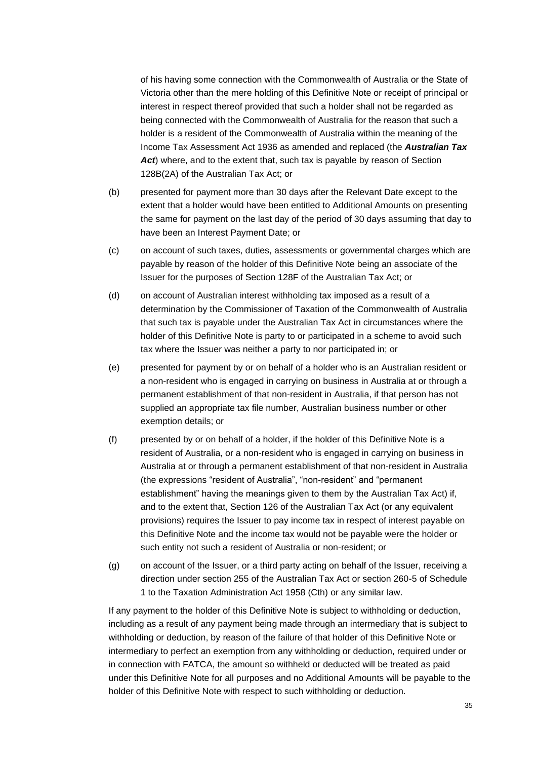of his having some connection with the Commonwealth of Australia or the State of Victoria other than the mere holding of this Definitive Note or receipt of principal or interest in respect thereof provided that such a holder shall not be regarded as being connected with the Commonwealth of Australia for the reason that such a holder is a resident of the Commonwealth of Australia within the meaning of the Income Tax Assessment Act 1936 as amended and replaced (the ***Australian Tax Act***) where, and to the extent that, such tax is payable by reason of Section 128B(2A) of the Australian Tax Act; or

(b) presented for payment more than 30 days after the Relevant Date except to the extent that a holder would have been entitled to Additional Amounts on presenting the same for payment on the last day of the period of 30 days assuming that day to have been an Interest Payment Date; or

(c) on account of such taxes, duties, assessments or governmental charges which are payable by reason of the holder of this Definitive Note being an associate of the Issuer for the purposes of Section 128F of the Australian Tax Act; or

(d) on account of Australian interest withholding tax imposed as a result of a determination by the Commissioner of Taxation of the Commonwealth of Australia that such tax is payable under the Australian Tax Act in circumstances where the holder of this Definitive Note is party to or participated in a scheme to avoid such tax where the Issuer was neither a party to nor participated in; or

(e) presented for payment by or on behalf of a holder who is an Australian resident or a non-resident who is engaged in carrying on business in Australia at or through a permanent establishment of that non-resident in Australia, if that person has not supplied an appropriate tax file number, Australian business number or other exemption details; or

(f) presented by or on behalf of a holder, if the holder of this Definitive Note is a resident of Australia, or a non-resident who is engaged in carrying on business in Australia at or through a permanent establishment of that non-resident in Australia (the expressions "resident of Australia", "non-resident" and "permanent establishment" having the meanings given to them by the Australian Tax Act) if, and to the extent that, Section 126 of the Australian Tax Act (or any equivalent provisions) requires the Issuer to pay income tax in respect of interest payable on this Definitive Note and the income tax would not be payable were the holder or such entity not such a resident of Australia or non-resident; or

(g) on account of the Issuer, or a third party acting on behalf of the Issuer, receiving a direction under section 255 of the Australian Tax Act or section 260-5 of Schedule 1 to the Taxation Administration Act 1958 (Cth) or any similar law.

If any payment to the holder of this Definitive Note is subject to withholding or deduction, including as a result of any payment being made through an intermediary that is subject to withholding or deduction, by reason of the failure of that holder of this Definitive Note or intermediary to perfect an exemption from any withholding or deduction, required under or in connection with FATCA, the amount so withheld or deducted will be treated as paid under this Definitive Note for all purposes and no Additional Amounts will be payable to the holder of this Definitive Note with respect to such withholding or deduction.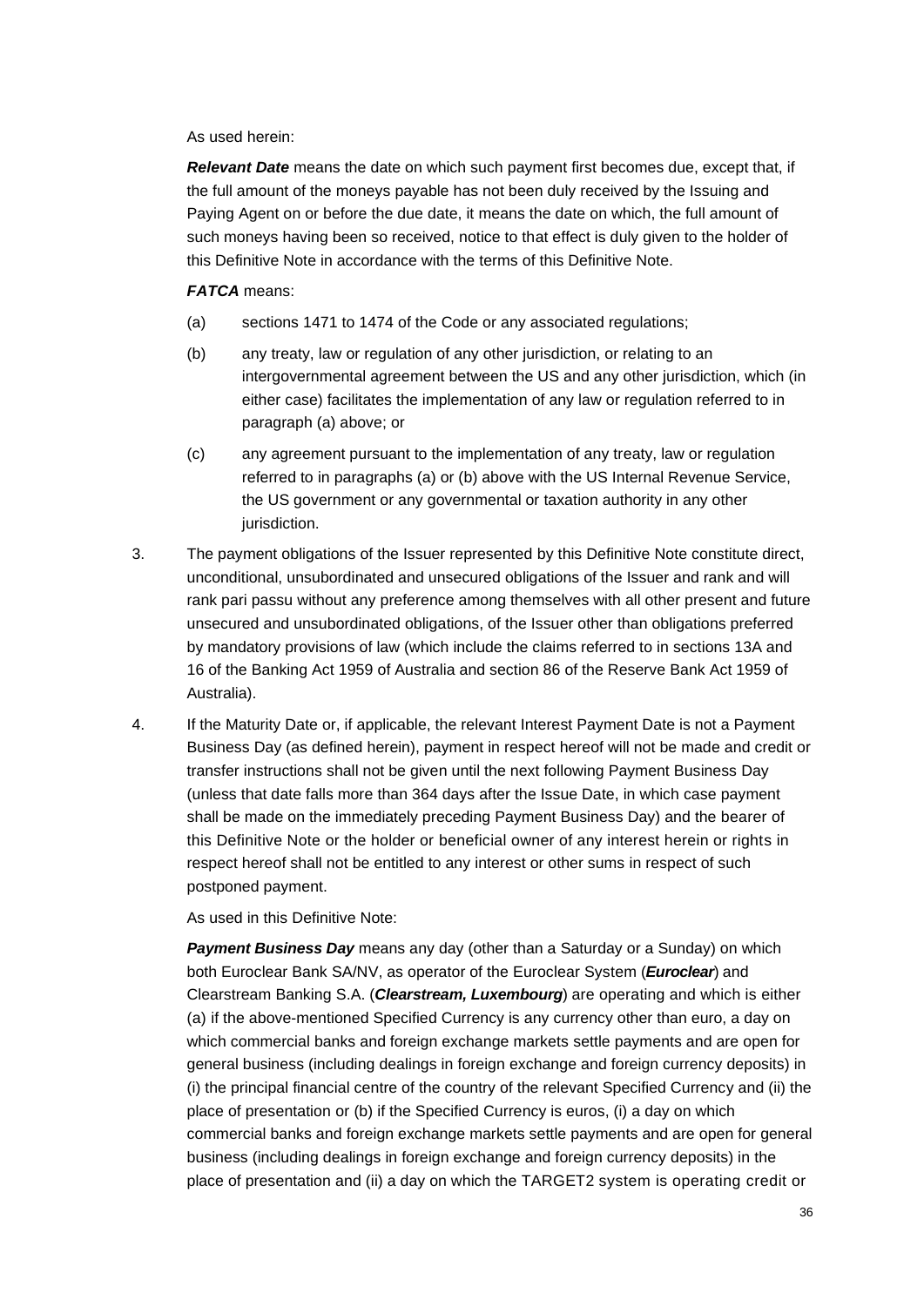As used herein:

***Relevant Date*** means the date on which such payment first becomes due, except that, if the full amount of the moneys payable has not been duly received by the Issuing and Paying Agent on or before the due date, it means the date on which, the full amount of such moneys having been so received, notice to that effect is duly given to the holder of this Definitive Note in accordance with the terms of this Definitive Note.

***FATCA*** means:

(a) sections 1471 to 1474 of the Code or any associated regulations;

(b) any treaty, law or regulation of any other jurisdiction, or relating to an intergovernmental agreement between the US and any other jurisdiction, which (in either case) facilitates the implementation of any law or regulation referred to in paragraph (a) above; or

(c) any agreement pursuant to the implementation of any treaty, law or regulation referred to in paragraphs (a) or (b) above with the US Internal Revenue Service, the US government or any governmental or taxation authority in any other jurisdiction.

3. The payment obligations of the Issuer represented by this Definitive Note constitute direct, unconditional, unsubordinated and unsecured obligations of the Issuer and rank and will rank pari passu without any preference among themselves with all other present and future unsecured and unsubordinated obligations, of the Issuer other than obligations preferred by mandatory provisions of law (which include the claims referred to in sections 13A and 16 of the Banking Act 1959 of Australia and section 86 of the Reserve Bank Act 1959 of Australia).

4. If the Maturity Date or, if applicable, the relevant Interest Payment Date is not a Payment Business Day (as defined herein), payment in respect hereof will not be made and credit or transfer instructions shall not be given until the next following Payment Business Day (unless that date falls more than 364 days after the Issue Date, in which case payment shall be made on the immediately preceding Payment Business Day) and the bearer of this Definitive Note or the holder or beneficial owner of any interest herein or rights in respect hereof shall not be entitled to any interest or other sums in respect of such postponed payment.

   As used in this Definitive Note:

   ***Payment Business Day*** means any day (other than a Saturday or a Sunday) on which both Euroclear Bank SA/NV, as operator of the Euroclear System (***Euroclear***) and Clearstream Banking S.A. (***Clearstream, Luxembourg***) are operating and which is either (a) if the above-mentioned Specified Currency is any currency other than euro, a day on which commercial banks and foreign exchange markets settle payments and are open for general business (including dealings in foreign exchange and foreign currency deposits) in (i) the principal financial centre of the country of the relevant Specified Currency and (ii) the place of presentation or (b) if the Specified Currency is euros, (i) a day on which commercial banks and foreign exchange markets settle payments and are open for general business (including dealings in foreign exchange and foreign currency deposits) in the place of presentation and (ii) a day on which the TARGET2 system is operating credit or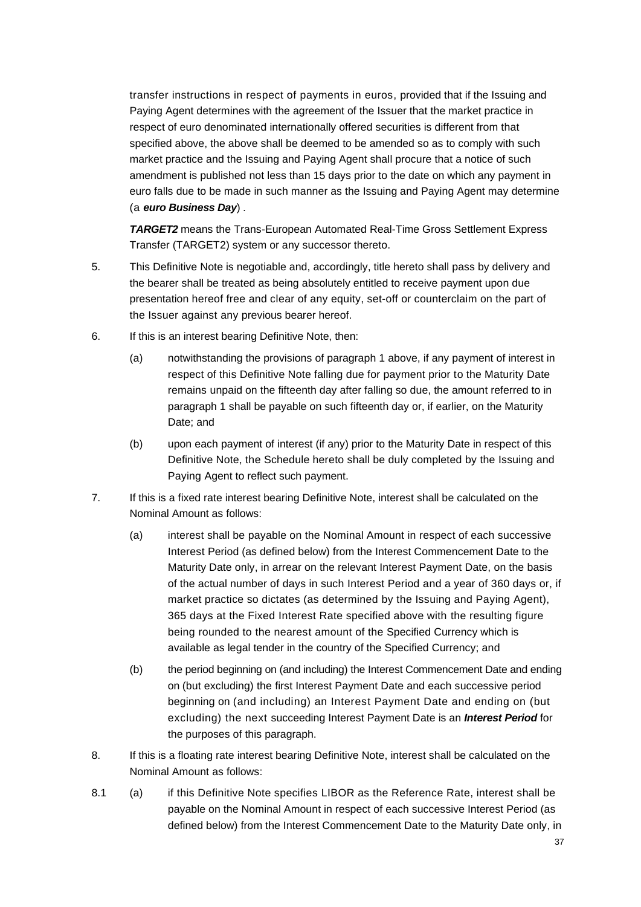transfer instructions in respect of payments in euros, provided that if the Issuing and Paying Agent determines with the agreement of the Issuer that the market practice in respect of euro denominated internationally offered securities is different from that specified above, the above shall be deemed to be amended so as to comply with such market practice and the Issuing and Paying Agent shall procure that a notice of such amendment is published not less than 15 days prior to the date on which any payment in euro falls due to be made in such manner as the Issuing and Paying Agent may determine (a ***euro Business Day***) .

***TARGET2*** means the Trans-European Automated Real-Time Gross Settlement Express Transfer (TARGET2) system or any successor thereto.

5. This Definitive Note is negotiable and, accordingly, title hereto shall pass by delivery and the bearer shall be treated as being absolutely entitled to receive payment upon due presentation hereof free and clear of any equity, set-off or counterclaim on the part of the Issuer against any previous bearer hereof.

6. If this is an interest bearing Definitive Note, then:

   (a) notwithstanding the provisions of paragraph 1 above, if any payment of interest in respect of this Definitive Note falling due for payment prior to the Maturity Date remains unpaid on the fifteenth day after falling so due, the amount referred to in paragraph 1 shall be payable on such fifteenth day or, if earlier, on the Maturity Date; and

   (b) upon each payment of interest (if any) prior to the Maturity Date in respect of this Definitive Note, the Schedule hereto shall be duly completed by the Issuing and Paying Agent to reflect such payment.

7. If this is a fixed rate interest bearing Definitive Note, interest shall be calculated on the Nominal Amount as follows:

   (a) interest shall be payable on the Nominal Amount in respect of each successive Interest Period (as defined below) from the Interest Commencement Date to the Maturity Date only, in arrear on the relevant Interest Payment Date, on the basis of the actual number of days in such Interest Period and a year of 360 days or, if market practice so dictates (as determined by the Issuing and Paying Agent), 365 days at the Fixed Interest Rate specified above with the resulting figure being rounded to the nearest amount of the Specified Currency which is available as legal tender in the country of the Specified Currency; and

   (b) the period beginning on (and including) the Interest Commencement Date and ending on (but excluding) the first Interest Payment Date and each successive period beginning on (and including) an Interest Payment Date and ending on (but excluding) the next succeeding Interest Payment Date is an ***Interest Period*** for the purposes of this paragraph.

8. If this is a floating rate interest bearing Definitive Note, interest shall be calculated on the Nominal Amount as follows:

8.1 (a) if this Definitive Note specifies LIBOR as the Reference Rate, interest shall be payable on the Nominal Amount in respect of each successive Interest Period (as defined below) from the Interest Commencement Date to the Maturity Date only, in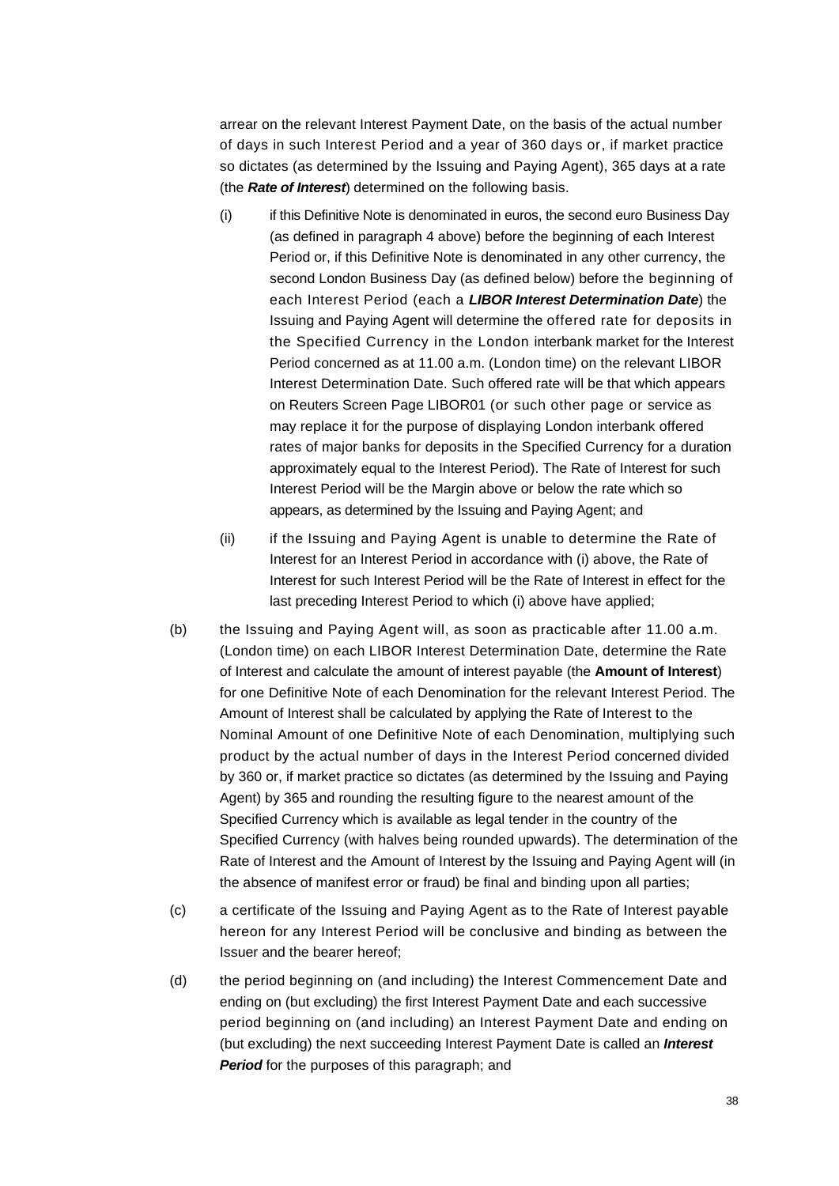arrear on the relevant Interest Payment Date, on the basis of the actual number of days in such Interest Period and a year of 360 days or, if market practice so dictates (as determined by the Issuing and Paying Agent), 365 days at a rate (the ***Rate of Interest***) determined on the following basis.

(i) if this Definitive Note is denominated in euros, the second euro Business Day (as defined in paragraph 4 above) before the beginning of each Interest Period or, if this Definitive Note is denominated in any other currency, the second London Business Day (as defined below) before the beginning of each Interest Period (each a ***LIBOR Interest Determination Date***) the Issuing and Paying Agent will determine the offered rate for deposits in the Specified Currency in the London interbank market for the Interest Period concerned as at 11.00 a.m. (London time) on the relevant LIBOR Interest Determination Date. Such offered rate will be that which appears on Reuters Screen Page LIBOR01 (or such other page or service as may replace it for the purpose of displaying London interbank offered rates of major banks for deposits in the Specified Currency for a duration approximately equal to the Interest Period). The Rate of Interest for such Interest Period will be the Margin above or below the rate which so appears, as determined by the Issuing and Paying Agent; and

(ii) if the Issuing and Paying Agent is unable to determine the Rate of Interest for an Interest Period in accordance with (i) above, the Rate of Interest for such Interest Period will be the Rate of Interest in effect for the last preceding Interest Period to which (i) above have applied;

(b) the Issuing and Paying Agent will, as soon as practicable after 11.00 a.m. (London time) on each LIBOR Interest Determination Date, determine the Rate of Interest and calculate the amount of interest payable (the **Amount of Interest**) for one Definitive Note of each Denomination for the relevant Interest Period. The Amount of Interest shall be calculated by applying the Rate of Interest to the Nominal Amount of one Definitive Note of each Denomination, multiplying such product by the actual number of days in the Interest Period concerned divided by 360 or, if market practice so dictates (as determined by the Issuing and Paying Agent) by 365 and rounding the resulting figure to the nearest amount of the Specified Currency which is available as legal tender in the country of the Specified Currency (with halves being rounded upwards). The determination of the Rate of Interest and the Amount of Interest by the Issuing and Paying Agent will (in the absence of manifest error or fraud) be final and binding upon all parties;

(c) a certificate of the Issuing and Paying Agent as to the Rate of Interest payable hereon for any Interest Period will be conclusive and binding as between the Issuer and the bearer hereof;

(d) the period beginning on (and including) the Interest Commencement Date and ending on (but excluding) the first Interest Payment Date and each successive period beginning on (and including) an Interest Payment Date and ending on (but excluding) the next succeeding Interest Payment Date is called an ***Interest Period*** for the purposes of this paragraph; and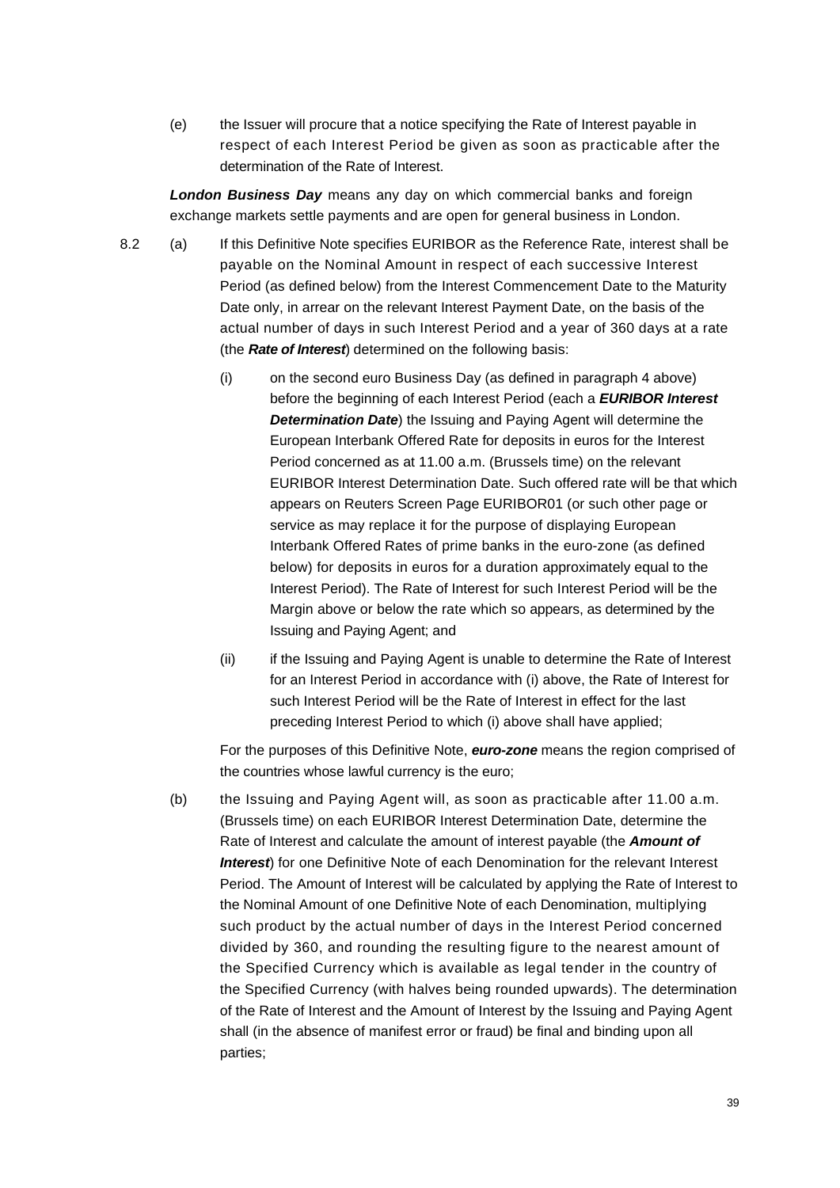(e) the Issuer will procure that a notice specifying the Rate of Interest payable in respect of each Interest Period be given as soon as practicable after the determination of the Rate of Interest.

***London Business Day*** means any day on which commercial banks and foreign exchange markets settle payments and are open for general business in London.

8.2 (a) If this Definitive Note specifies EURIBOR as the Reference Rate, interest shall be payable on the Nominal Amount in respect of each successive Interest Period (as defined below) from the Interest Commencement Date to the Maturity Date only, in arrear on the relevant Interest Payment Date, on the basis of the actual number of days in such Interest Period and a year of 360 days at a rate (the ***Rate of Interest***) determined on the following basis:

(i) on the second euro Business Day (as defined in paragraph 4 above) before the beginning of each Interest Period (each a ***EURIBOR Interest Determination Date***) the Issuing and Paying Agent will determine the European Interbank Offered Rate for deposits in euros for the Interest Period concerned as at 11.00 a.m. (Brussels time) on the relevant EURIBOR Interest Determination Date. Such offered rate will be that which appears on Reuters Screen Page EURIBOR01 (or such other page or service as may replace it for the purpose of displaying European Interbank Offered Rates of prime banks in the euro-zone (as defined below) for deposits in euros for a duration approximately equal to the Interest Period). The Rate of Interest for such Interest Period will be the Margin above or below the rate which so appears, as determined by the Issuing and Paying Agent; and

(ii) if the Issuing and Paying Agent is unable to determine the Rate of Interest for an Interest Period in accordance with (i) above, the Rate of Interest for such Interest Period will be the Rate of Interest in effect for the last preceding Interest Period to which (i) above shall have applied;

For the purposes of this Definitive Note, ***euro-zone*** means the region comprised of the countries whose lawful currency is the euro;

(b) the Issuing and Paying Agent will, as soon as practicable after 11.00 a.m. (Brussels time) on each EURIBOR Interest Determination Date, determine the Rate of Interest and calculate the amount of interest payable (the ***Amount of Interest***) for one Definitive Note of each Denomination for the relevant Interest Period. The Amount of Interest will be calculated by applying the Rate of Interest to the Nominal Amount of one Definitive Note of each Denomination, multiplying such product by the actual number of days in the Interest Period concerned divided by 360, and rounding the resulting figure to the nearest amount of the Specified Currency which is available as legal tender in the country of the Specified Currency (with halves being rounded upwards). The determination of the Rate of Interest and the Amount of Interest by the Issuing and Paying Agent shall (in the absence of manifest error or fraud) be final and binding upon all parties;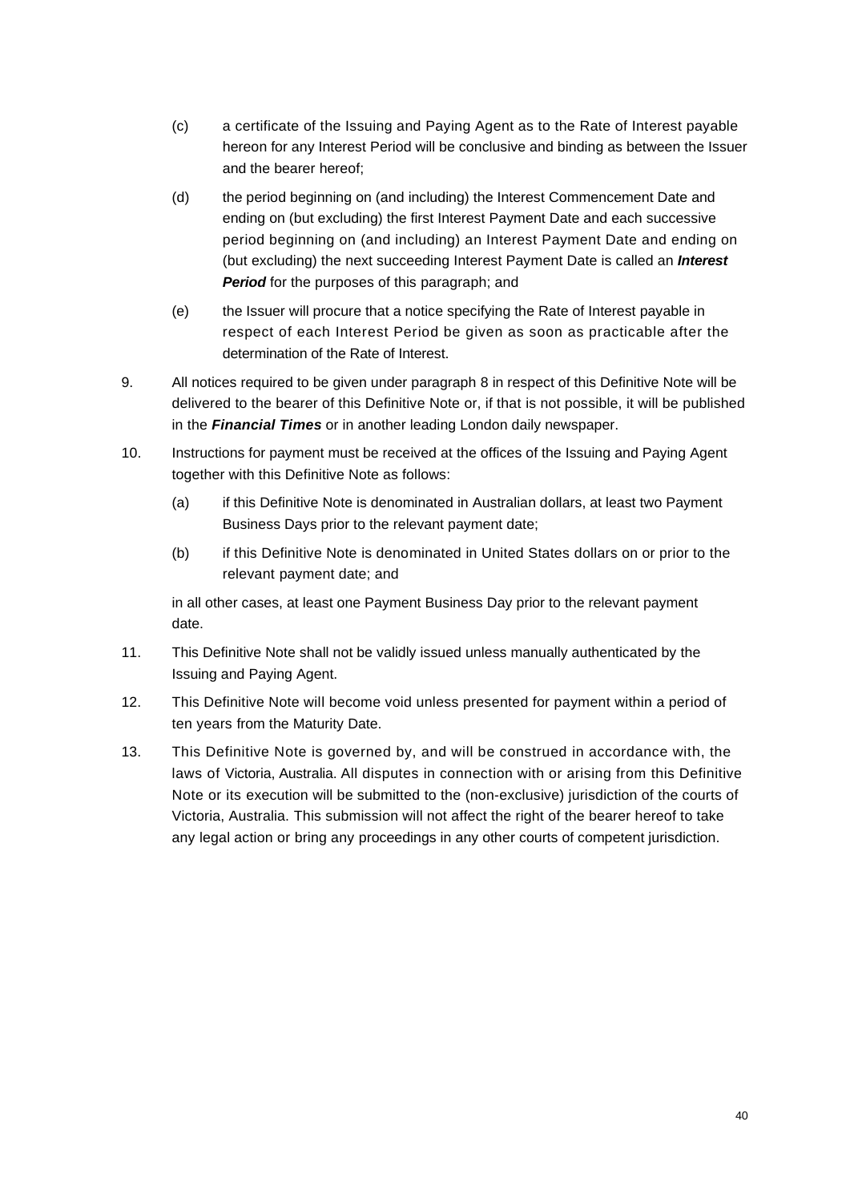(c) a certificate of the Issuing and Paying Agent as to the Rate of Interest payable hereon for any Interest Period will be conclusive and binding as between the Issuer and the bearer hereof;

(d) the period beginning on (and including) the Interest Commencement Date and ending on (but excluding) the first Interest Payment Date and each successive period beginning on (and including) an Interest Payment Date and ending on (but excluding) the next succeeding Interest Payment Date is called an ***Interest Period*** for the purposes of this paragraph; and

(e) the Issuer will procure that a notice specifying the Rate of Interest payable in respect of each Interest Period be given as soon as practicable after the determination of the Rate of Interest.

9. All notices required to be given under paragraph 8 in respect of this Definitive Note will be delivered to the bearer of this Definitive Note or, if that is not possible, it will be published in the ***Financial Times*** or in another leading London daily newspaper.

10. Instructions for payment must be received at the offices of the Issuing and Paying Agent together with this Definitive Note as follows:

    (a) if this Definitive Note is denominated in Australian dollars, at least two Payment Business Days prior to the relevant payment date;

    (b) if this Definitive Note is denominated in United States dollars on or prior to the relevant payment date; and

    in all other cases, at least one Payment Business Day prior to the relevant payment date.

11. This Definitive Note shall not be validly issued unless manually authenticated by the Issuing and Paying Agent.

12. This Definitive Note will become void unless presented for payment within a period of ten years from the Maturity Date.

13. This Definitive Note is governed by, and will be construed in accordance with, the laws of Victoria, Australia. All disputes in connection with or arising from this Definitive Note or its execution will be submitted to the (non-exclusive) jurisdiction of the courts of Victoria, Australia. This submission will not affect the right of the bearer hereof to take any legal action or bring any proceedings in any other courts of competent jurisdiction.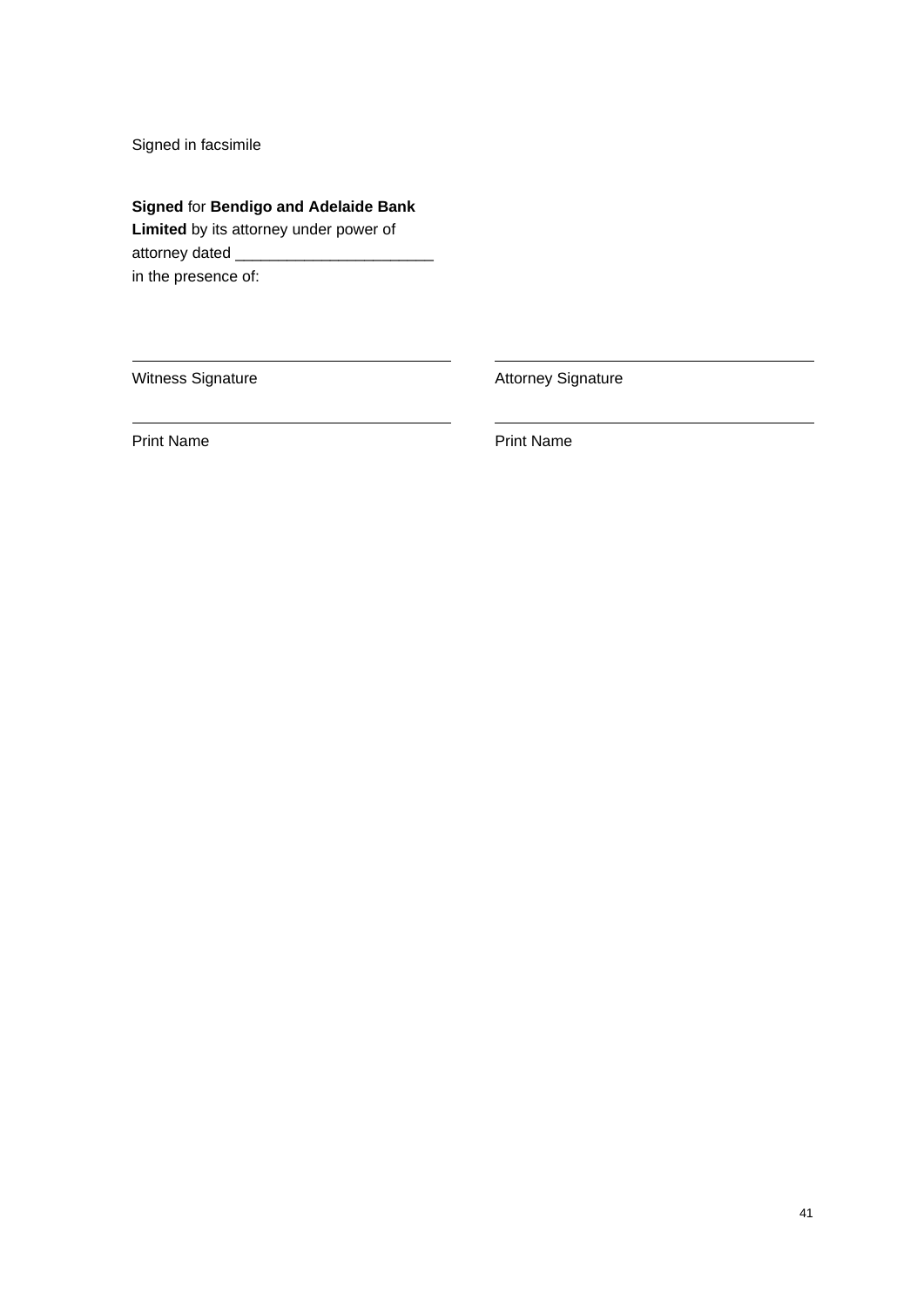Signed in facsimile

**Signed** for **Bendigo and Adelaide Bank Limited** by its attorney under power of attorney dated _______________________ in the presence of:

| | |
|---|---|
| ______________________________ | ______________________________ |
| Witness Signature | Attorney Signature |
| ______________________________ | ______________________________ |
| Print Name | Print Name |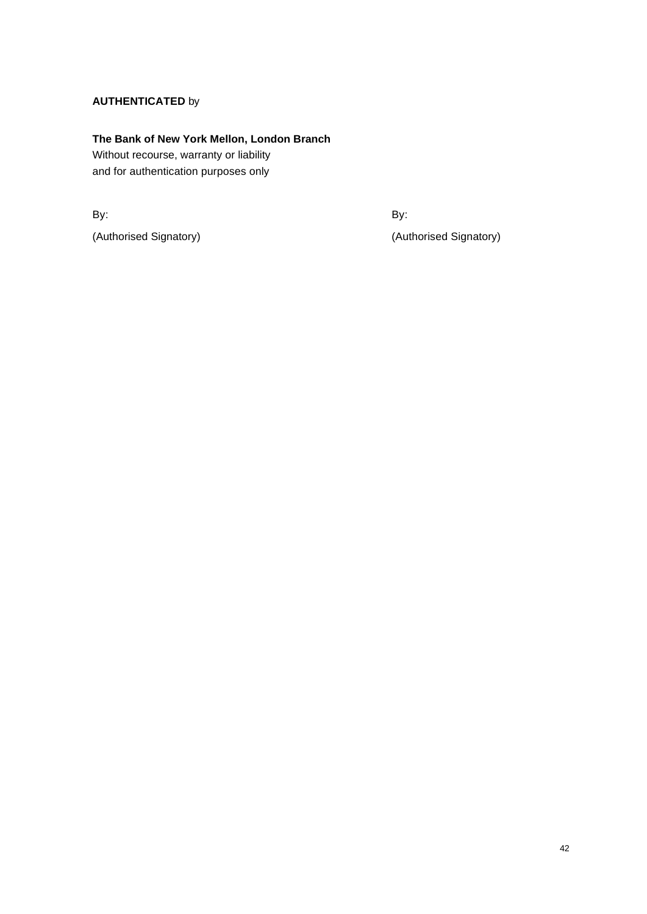**AUTHENTICATED** by

**The Bank of New York Mellon, London Branch**
Without recourse, warranty or liability
and for authentication purposes only

By:

(Authorised Signatory)

By:

(Authorised Signatory)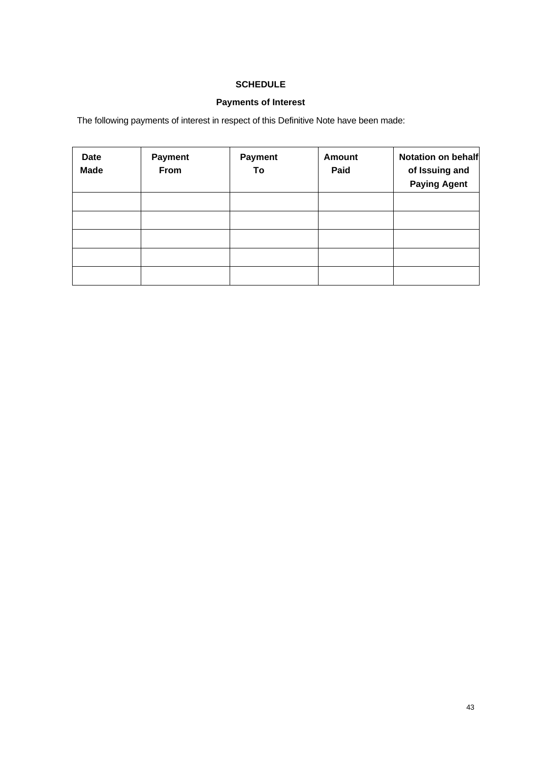**SCHEDULE**

**Payments of Interest**

The following payments of interest in respect of this Definitive Note have been made:

| Date Made | Payment From | Payment To | Amount Paid | Notation on behalf of Issuing and Paying Agent |
|---|---|---|---|---|
| | | | | |
| | | | | |
| | | | | |
| | | | | |
| | | | | |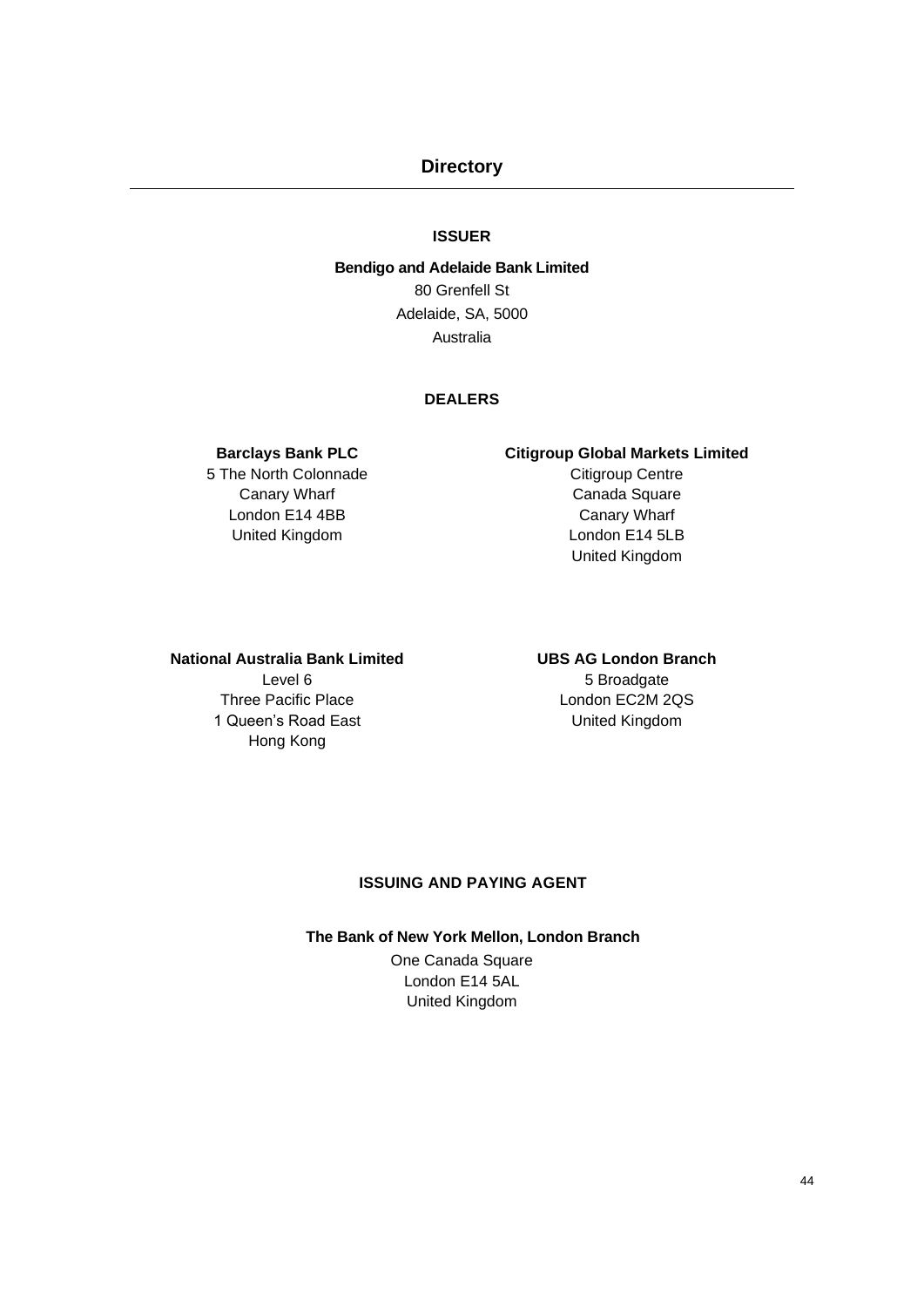# Directory

## ISSUER

**Bendigo and Adelaide Bank Limited**
80 Grenfell St
Adelaide, SA, 5000
Australia

## DEALERS

**Barclays Bank PLC**
5 The North Colonnade
Canary Wharf
London E14 4BB
United Kingdom

**Citigroup Global Markets Limited**
Citigroup Centre
Canada Square
Canary Wharf
London E14 5LB
United Kingdom

**National Australia Bank Limited**
Level 6
Three Pacific Place
1 Queen's Road East
Hong Kong

**UBS AG London Branch**
5 Broadgate
London EC2M 2QS
United Kingdom

## ISSUING AND PAYING AGENT

**The Bank of New York Mellon, London Branch**
One Canada Square
London E14 5AL
United Kingdom